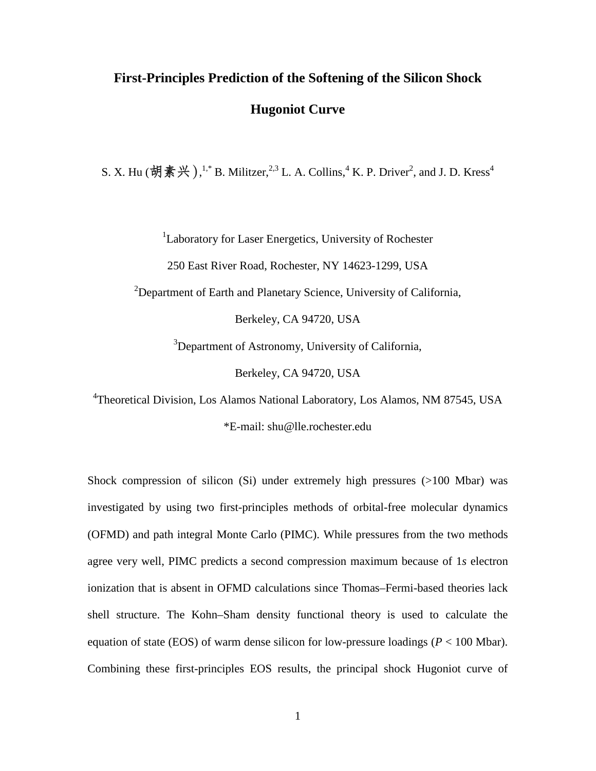# First-Principles Prediction of the Softening of the Silicon Shock Hugoniot Curve

S. X. Hu (胡素兴),[1,*] B. Militzer,[2,3] L. A. Collins,[4] K. P. Driver[2], and J. D. Kress[4]

[1]Laboratory for Laser Energetics, University of Rochester

250 East River Road, Rochester, NY 14623-1299, USA

[2]Department of Earth and Planetary Science, University of California,

Berkeley, CA 94720, USA

[3]Department of Astronomy, University of California,

Berkeley, CA 94720, USA

[4]Theoretical Division, Los Alamos National Laboratory, Los Alamos, NM 87545, USA

*E-mail: shu@lle.rochester.edu

Shock compression of silicon (Si) under extremely high pressures (>100 Mbar) was investigated by using two first-principles methods of orbital-free molecular dynamics (OFMD) and path integral Monte Carlo (PIMC). While pressures from the two methods agree very well, PIMC predicts a second compression maximum because of 1*s* electron ionization that is absent in OFMD calculations since Thomas–Fermi-based theories lack shell structure. The Kohn–Sham density functional theory is used to calculate the equation of state (EOS) of warm dense silicon for low-pressure loadings ($P$ < 100 Mbar). Combining these first-principles EOS results, the principal shock Hugoniot curve of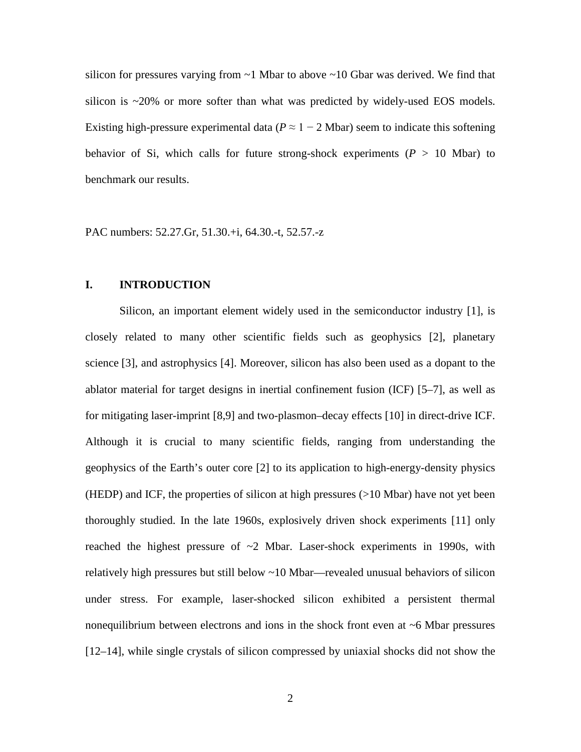silicon for pressures varying from ~1 Mbar to above ~10 Gbar was derived. We find that silicon is ~20% or more softer than what was predicted by widely-used EOS models. Existing high-pressure experimental data ($P \approx 1 - 2$ Mbar) seem to indicate this softening behavior of Si, which calls for future strong-shock experiments ($P$ > 10 Mbar) to benchmark our results.

PAC numbers: 52.27.Gr, 51.30.+i, 64.30.-t, 52.57.-z

## I. INTRODUCTION

Silicon, an important element widely used in the semiconductor industry [1], is closely related to many other scientific fields such as geophysics [2], planetary science [3], and astrophysics [4]. Moreover, silicon has also been used as a dopant to the ablator material for target designs in inertial confinement fusion (ICF) [5–7], as well as for mitigating laser-imprint [8,9] and two-plasmon–decay effects [10] in direct-drive ICF. Although it is crucial to many scientific fields, ranging from understanding the geophysics of the Earth's outer core [2] to its application to high-energy-density physics (HEDP) and ICF, the properties of silicon at high pressures (>10 Mbar) have not yet been thoroughly studied. In the late 1960s, explosively driven shock experiments [11] only reached the highest pressure of ~2 Mbar. Laser-shock experiments in 1990s, with relatively high pressures but still below ~10 Mbar—revealed unusual behaviors of silicon under stress. For example, laser-shocked silicon exhibited a persistent thermal nonequilibrium between electrons and ions in the shock front even at ~6 Mbar pressures [12–14], while single crystals of silicon compressed by uniaxial shocks did not show the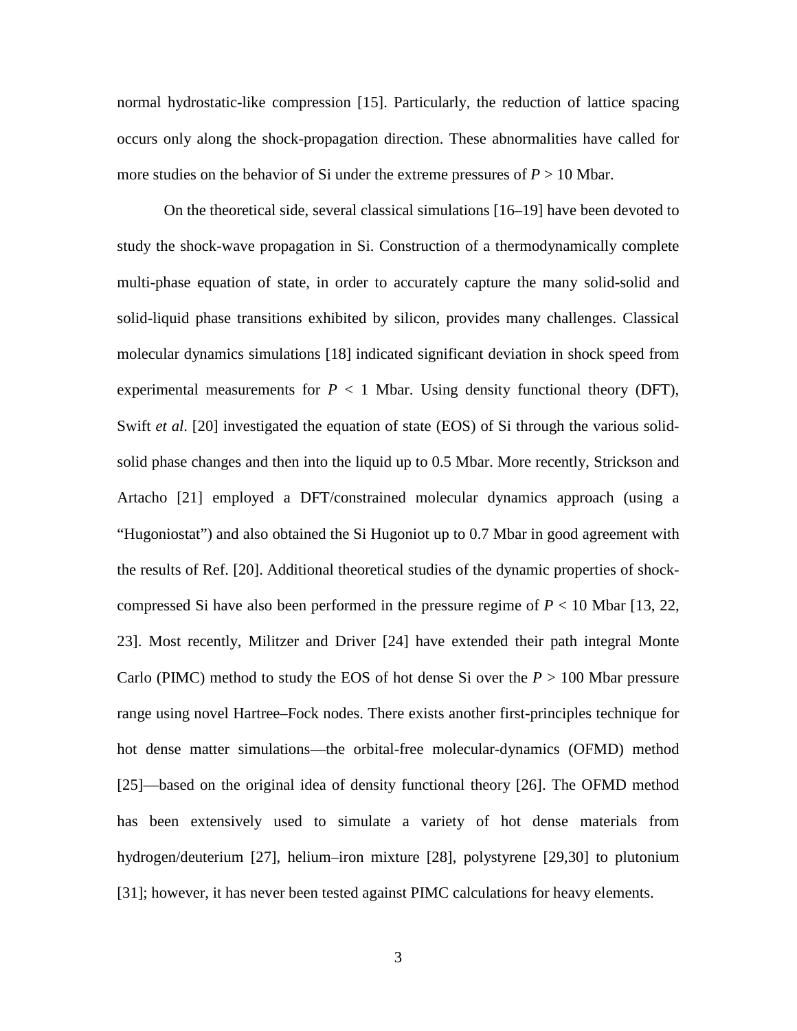normal hydrostatic-like compression [15]. Particularly, the reduction of lattice spacing occurs only along the shock-propagation direction. These abnormalities have called for more studies on the behavior of Si under the extreme pressures of $P > 10$ Mbar.

On the theoretical side, several classical simulations [16–19] have been devoted to study the shock-wave propagation in Si. Construction of a thermodynamically complete multi-phase equation of state, in order to accurately capture the many solid-solid and solid-liquid phase transitions exhibited by silicon, provides many challenges. Classical molecular dynamics simulations [18] indicated significant deviation in shock speed from experimental measurements for $P < 1$ Mbar. Using density functional theory (DFT), Swift *et al*. [20] investigated the equation of state (EOS) of Si through the various solid-solid phase changes and then into the liquid up to 0.5 Mbar. More recently, Strickson and Artacho [21] employed a DFT/constrained molecular dynamics approach (using a "Hugoniostat") and also obtained the Si Hugoniot up to 0.7 Mbar in good agreement with the results of Ref. [20]. Additional theoretical studies of the dynamic properties of shock-compressed Si have also been performed in the pressure regime of $P < 10$ Mbar [13, 22, 23]. Most recently, Militzer and Driver [24] have extended their path integral Monte Carlo (PIMC) method to study the EOS of hot dense Si over the $P > 100$ Mbar pressure range using novel Hartree–Fock nodes. There exists another first-principles technique for hot dense matter simulations—the orbital-free molecular-dynamics (OFMD) method [25]—based on the original idea of density functional theory [26]. The OFMD method has been extensively used to simulate a variety of hot dense materials from hydrogen/deuterium [27], helium–iron mixture [28], polystyrene [29,30] to plutonium [31]; however, it has never been tested against PIMC calculations for heavy elements.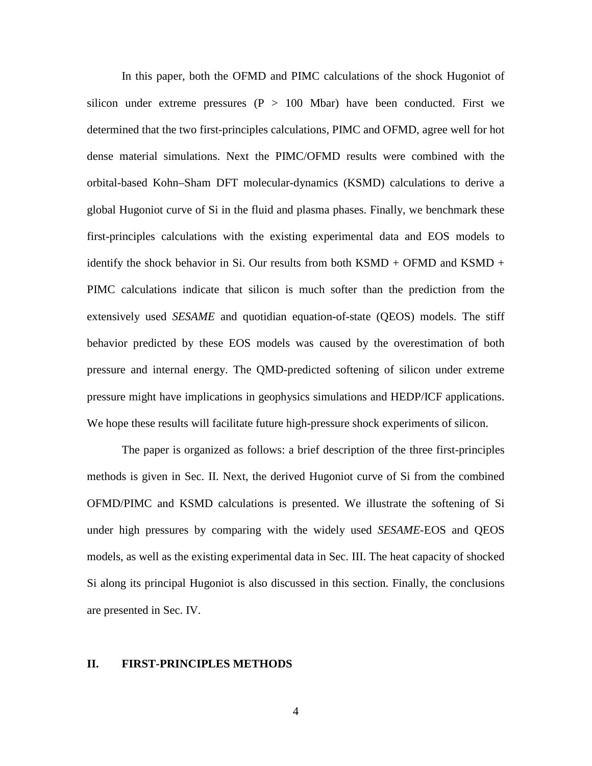In this paper, both the OFMD and PIMC calculations of the shock Hugoniot of silicon under extreme pressures (P > 100 Mbar) have been conducted. First we determined that the two first-principles calculations, PIMC and OFMD, agree well for hot dense material simulations. Next the PIMC/OFMD results were combined with the orbital-based Kohn–Sham DFT molecular-dynamics (KSMD) calculations to derive a global Hugoniot curve of Si in the fluid and plasma phases. Finally, we benchmark these first-principles calculations with the existing experimental data and EOS models to identify the shock behavior in Si. Our results from both KSMD + OFMD and KSMD + PIMC calculations indicate that silicon is much softer than the prediction from the extensively used *SESAME* and quotidian equation-of-state (QEOS) models. The stiff behavior predicted by these EOS models was caused by the overestimation of both pressure and internal energy. The QMD-predicted softening of silicon under extreme pressure might have implications in geophysics simulations and HEDP/ICF applications. We hope these results will facilitate future high-pressure shock experiments of silicon.

The paper is organized as follows: a brief description of the three first-principles methods is given in Sec. II. Next, the derived Hugoniot curve of Si from the combined OFMD/PIMC and KSMD calculations is presented. We illustrate the softening of Si under high pressures by comparing with the widely used *SESAME*-EOS and QEOS models, as well as the existing experimental data in Sec. III. The heat capacity of shocked Si along its principal Hugoniot is also discussed in this section. Finally, the conclusions are presented in Sec. IV.

## II. FIRST-PRINCIPLES METHODS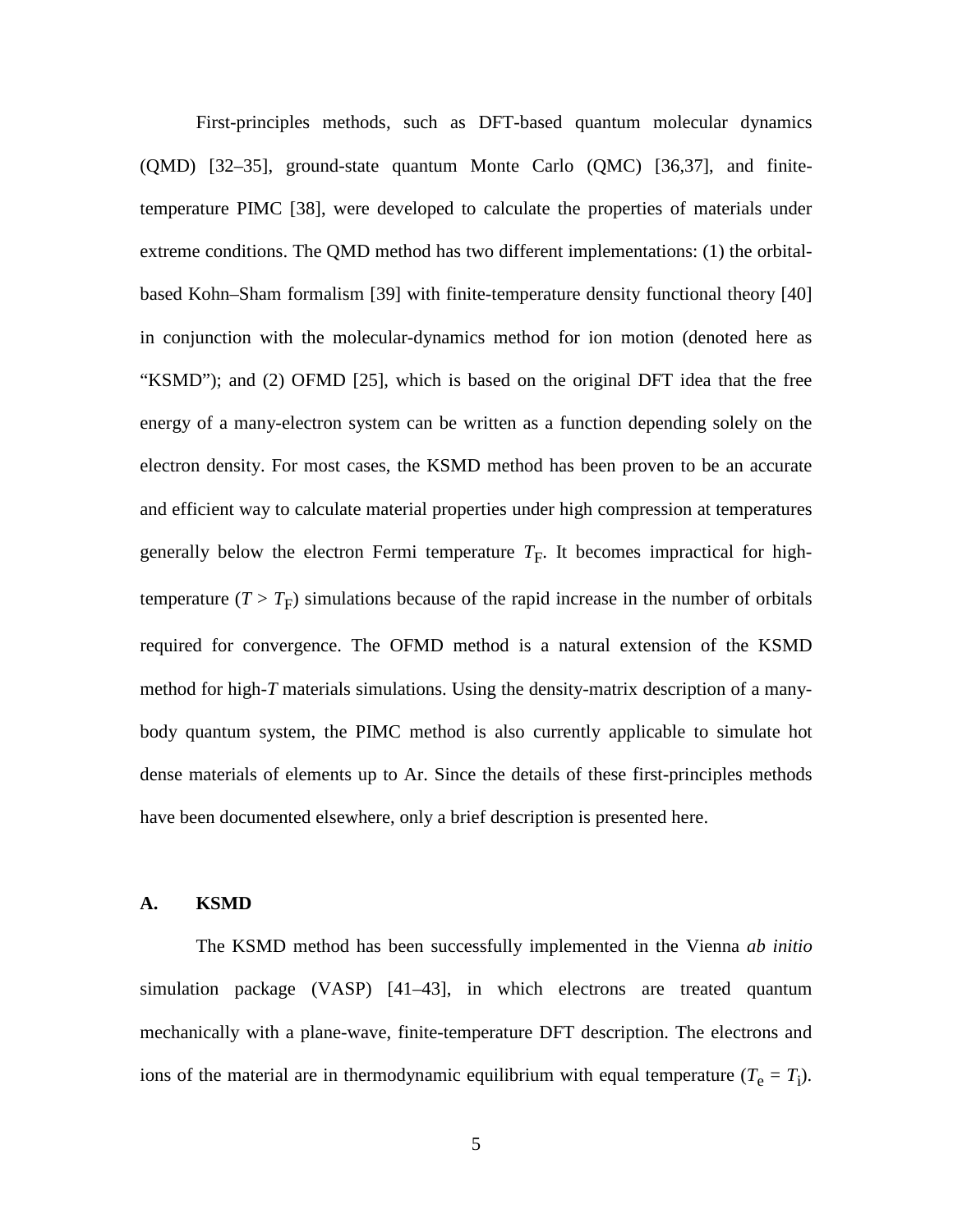First-principles methods, such as DFT-based quantum molecular dynamics (QMD) [32–35], ground-state quantum Monte Carlo (QMC) [36,37], and finite-temperature PIMC [38], were developed to calculate the properties of materials under extreme conditions. The QMD method has two different implementations: (1) the orbital-based Kohn–Sham formalism [39] with finite-temperature density functional theory [40] in conjunction with the molecular-dynamics method for ion motion (denoted here as "KSMD"); and (2) OFMD [25], which is based on the original DFT idea that the free energy of a many-electron system can be written as a function depending solely on the electron density. For most cases, the KSMD method has been proven to be an accurate and efficient way to calculate material properties under high compression at temperatures generally below the electron Fermi temperature $T_F$. It becomes impractical for high-temperature ($T > T_F$) simulations because of the rapid increase in the number of orbitals required for convergence. The OFMD method is a natural extension of the KSMD method for high-*T* materials simulations. Using the density-matrix description of a many-body quantum system, the PIMC method is also currently applicable to simulate hot dense materials of elements up to Ar. Since the details of these first-principles methods have been documented elsewhere, only a brief description is presented here.

## A. KSMD

The KSMD method has been successfully implemented in the Vienna *ab initio* simulation package (VASP) [41–43], in which electrons are treated quantum mechanically with a plane-wave, finite-temperature DFT description. The electrons and ions of the material are in thermodynamic equilibrium with equal temperature ($T_e = T_i$).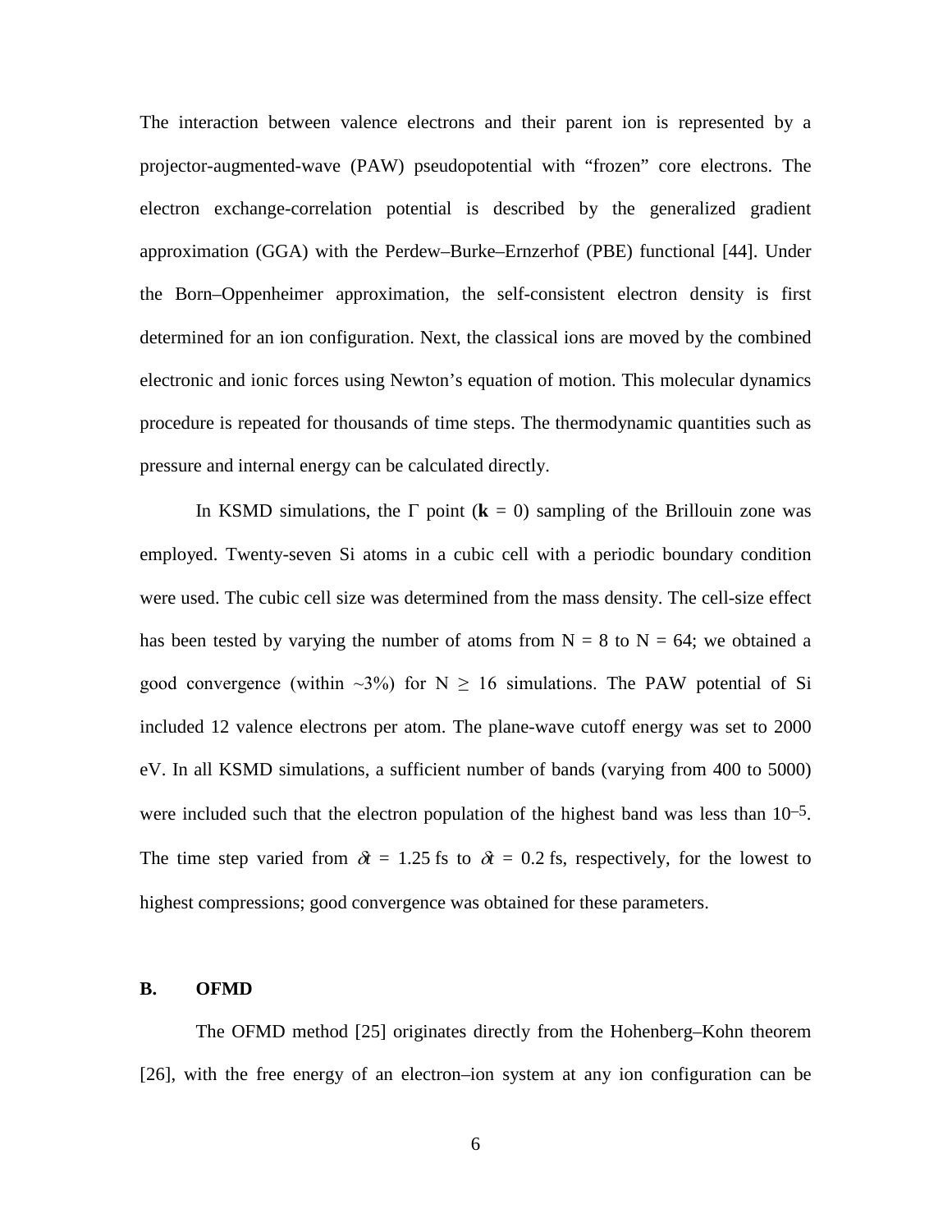The interaction between valence electrons and their parent ion is represented by a projector-augmented-wave (PAW) pseudopotential with “frozen” core electrons. The electron exchange-correlation potential is described by the generalized gradient approximation (GGA) with the Perdew–Burke–Ernzerhof (PBE) functional [44]. Under the Born–Oppenheimer approximation, the self-consistent electron density is first determined for an ion configuration. Next, the classical ions are moved by the combined electronic and ionic forces using Newton’s equation of motion. This molecular dynamics procedure is repeated for thousands of time steps. The thermodynamic quantities such as pressure and internal energy can be calculated directly.

In KSMD simulations, the $\Gamma$ point ($\mathbf{k} = 0$) sampling of the Brillouin zone was employed. Twenty-seven Si atoms in a cubic cell with a periodic boundary condition were used. The cubic cell size was determined from the mass density. The cell-size effect has been tested by varying the number of atoms from $N = 8$ to $N = 64$; we obtained a good convergence (within ~3%) for $N \geq 16$ simulations. The PAW potential of Si included 12 valence electrons per atom. The plane-wave cutoff energy was set to 2000 eV. In all KSMD simulations, a sufficient number of bands (varying from 400 to 5000) were included such that the electron population of the highest band was less than $10^{-5}$. The time step varied from $\delta t = 1.25$ fs to $\delta t = 0.2$ fs, respectively, for the lowest to highest compressions; good convergence was obtained for these parameters.

## B. OFMD

The OFMD method [25] originates directly from the Hohenberg–Kohn theorem [26], with the free energy of an electron–ion system at any ion configuration can be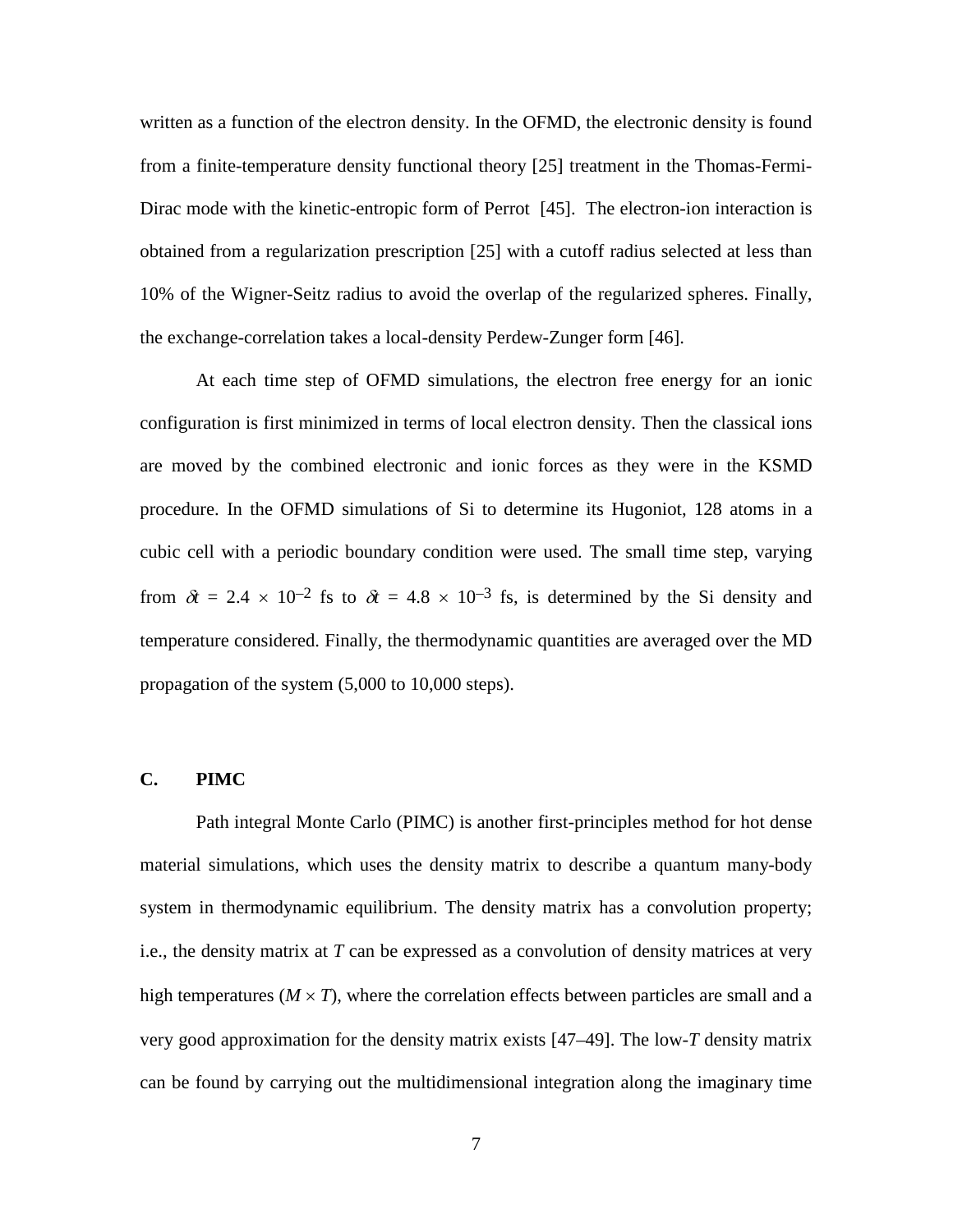written as a function of the electron density. In the OFMD, the electronic density is found from a finite-temperature density functional theory [25] treatment in the Thomas-Fermi-Dirac mode with the kinetic-entropic form of Perrot [45]. The electron-ion interaction is obtained from a regularization prescription [25] with a cutoff radius selected at less than 10% of the Wigner-Seitz radius to avoid the overlap of the regularized spheres. Finally, the exchange-correlation takes a local-density Perdew-Zunger form [46].

At each time step of OFMD simulations, the electron free energy for an ionic configuration is first minimized in terms of local electron density. Then the classical ions are moved by the combined electronic and ionic forces as they were in the KSMD procedure. In the OFMD simulations of Si to determine its Hugoniot, 128 atoms in a cubic cell with a periodic boundary condition were used. The small time step, varying from $\delta t = 2.4 \times 10^{-2}$ fs to $\delta t = 4.8 \times 10^{-3}$ fs, is determined by the Si density and temperature considered. Finally, the thermodynamic quantities are averaged over the MD propagation of the system (5,000 to 10,000 steps).

### C. PIMC

Path integral Monte Carlo (PIMC) is another first-principles method for hot dense material simulations, which uses the density matrix to describe a quantum many-body system in thermodynamic equilibrium. The density matrix has a convolution property; i.e., the density matrix at $T$ can be expressed as a convolution of density matrices at very high temperatures ($M \times T$), where the correlation effects between particles are small and a very good approximation for the density matrix exists [47–49]. The low-$T$ density matrix can be found by carrying out the multidimensional integration along the imaginary time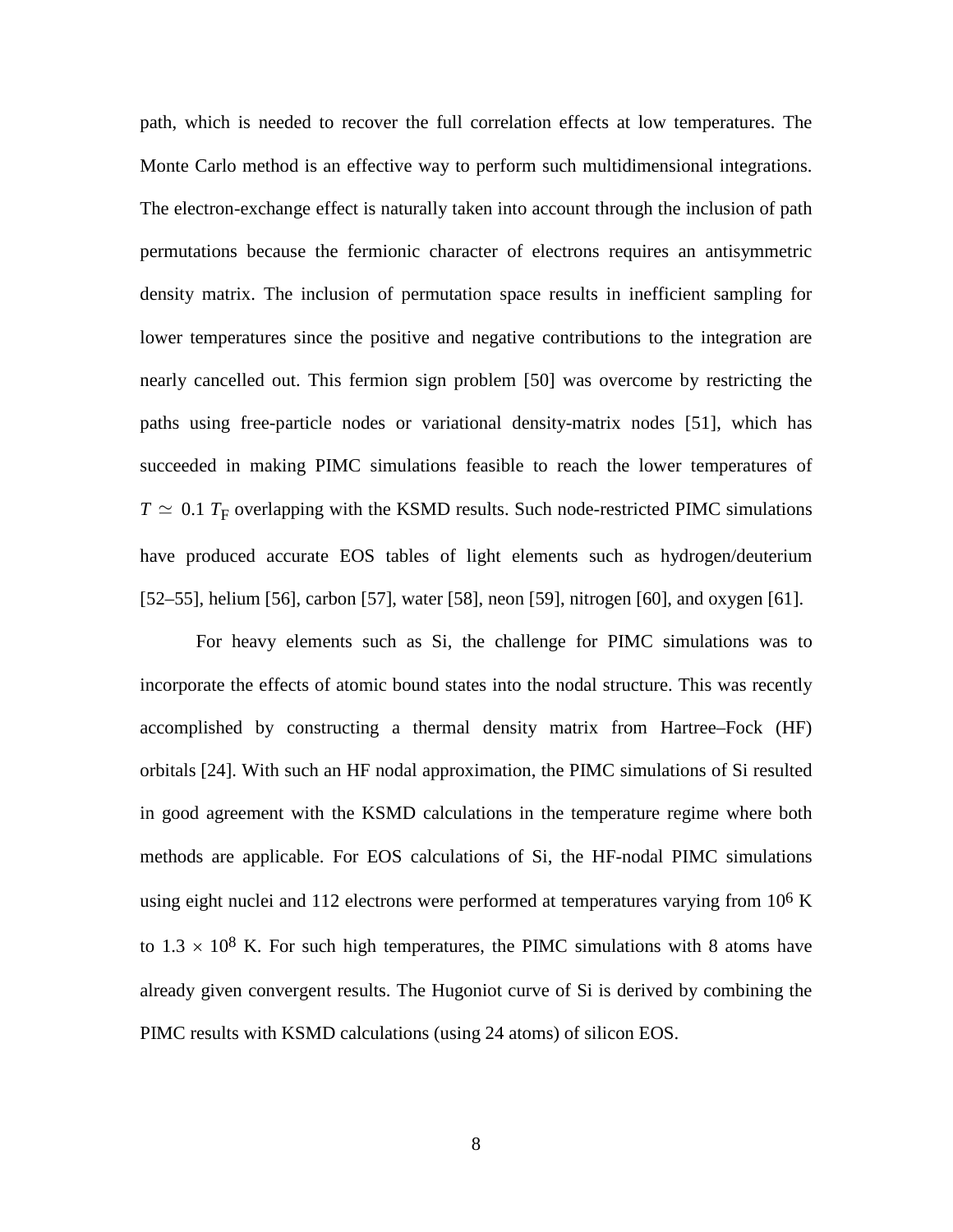path, which is needed to recover the full correlation effects at low temperatures. The Monte Carlo method is an effective way to perform such multidimensional integrations. The electron-exchange effect is naturally taken into account through the inclusion of path permutations because the fermionic character of electrons requires an antisymmetric density matrix. The inclusion of permutation space results in inefficient sampling for lower temperatures since the positive and negative contributions to the integration are nearly cancelled out. This fermion sign problem [50] was overcome by restricting the paths using free-particle nodes or variational density-matrix nodes [51], which has succeeded in making PIMC simulations feasible to reach the lower temperatures of $T \simeq 0.1\ T_F$ overlapping with the KSMD results. Such node-restricted PIMC simulations have produced accurate EOS tables of light elements such as hydrogen/deuterium [52–55], helium [56], carbon [57], water [58], neon [59], nitrogen [60], and oxygen [61].

For heavy elements such as Si, the challenge for PIMC simulations was to incorporate the effects of atomic bound states into the nodal structure. This was recently accomplished by constructing a thermal density matrix from Hartree–Fock (HF) orbitals [24]. With such an HF nodal approximation, the PIMC simulations of Si resulted in good agreement with the KSMD calculations in the temperature regime where both methods are applicable. For EOS calculations of Si, the HF-nodal PIMC simulations using eight nuclei and 112 electrons were performed at temperatures varying from $10^6$ K to $1.3 \times 10^8$ K. For such high temperatures, the PIMC simulations with 8 atoms have already given convergent results. The Hugoniot curve of Si is derived by combining the PIMC results with KSMD calculations (using 24 atoms) of silicon EOS.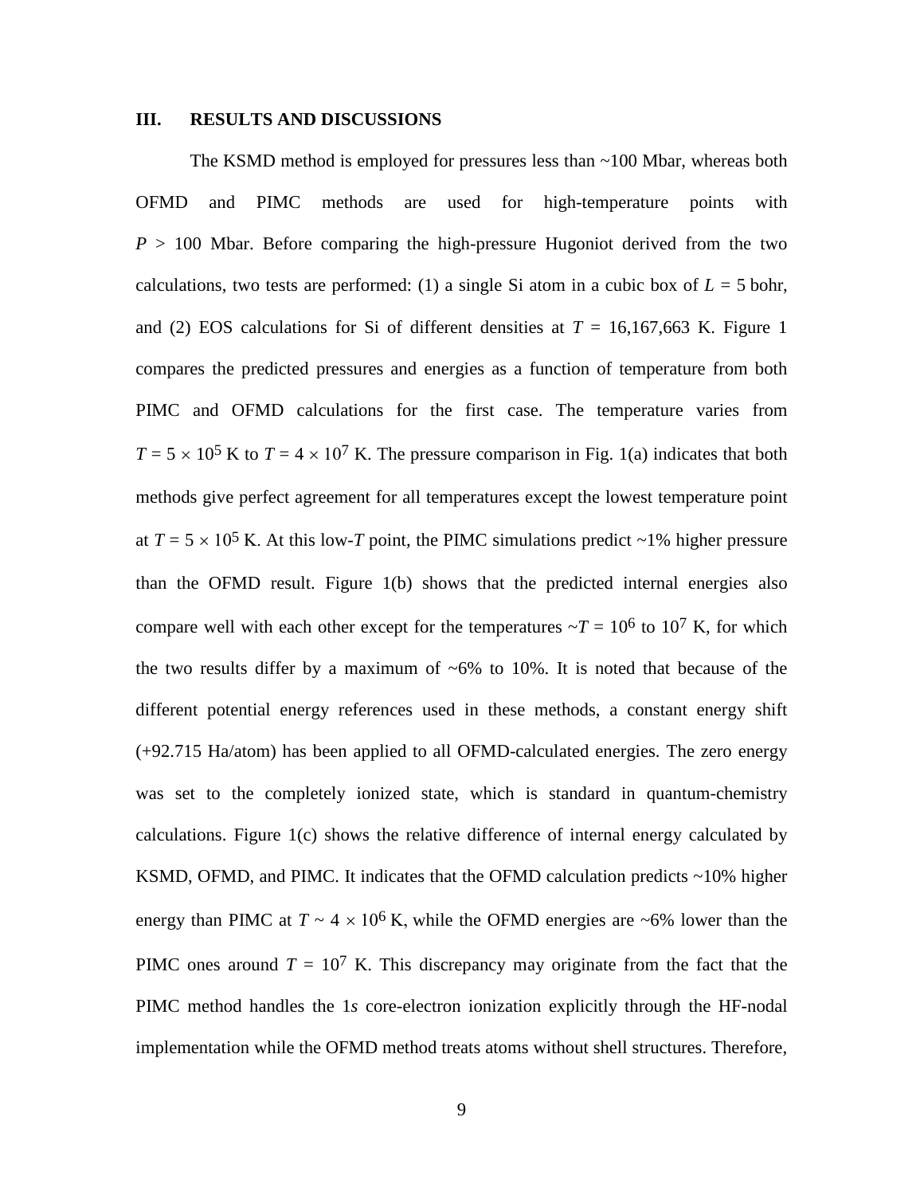## III. RESULTS AND DISCUSSIONS

The KSMD method is employed for pressures less than ~100 Mbar, whereas both OFMD and PIMC methods are used for high-temperature points with $P$ > 100 Mbar. Before comparing the high-pressure Hugoniot derived from the two calculations, two tests are performed: (1) a single Si atom in a cubic box of $L$ = 5 bohr, and (2) EOS calculations for Si of different densities at $T$ = 16,167,663 K. Figure 1 compares the predicted pressures and energies as a function of temperature from both PIMC and OFMD calculations for the first case. The temperature varies from $T = 5 \times 10^5$ K to $T = 4 \times 10^7$ K. The pressure comparison in Fig. 1(a) indicates that both methods give perfect agreement for all temperatures except the lowest temperature point at $T = 5 \times 10^5$ K. At this low-$T$ point, the PIMC simulations predict ~1% higher pressure than the OFMD result. Figure 1(b) shows that the predicted internal energies also compare well with each other except for the temperatures ~$T = 10^6$ to $10^7$ K, for which the two results differ by a maximum of ~6% to 10%. It is noted that because of the different potential energy references used in these methods, a constant energy shift (+92.715 Ha/atom) has been applied to all OFMD-calculated energies. The zero energy was set to the completely ionized state, which is standard in quantum-chemistry calculations. Figure 1(c) shows the relative difference of internal energy calculated by KSMD, OFMD, and PIMC. It indicates that the OFMD calculation predicts ~10% higher energy than PIMC at $T \sim 4 \times 10^6$ K, while the OFMD energies are ~6% lower than the PIMC ones around $T = 10^7$ K. This discrepancy may originate from the fact that the PIMC method handles the 1$s$ core-electron ionization explicitly through the HF-nodal implementation while the OFMD method treats atoms without shell structures. Therefore,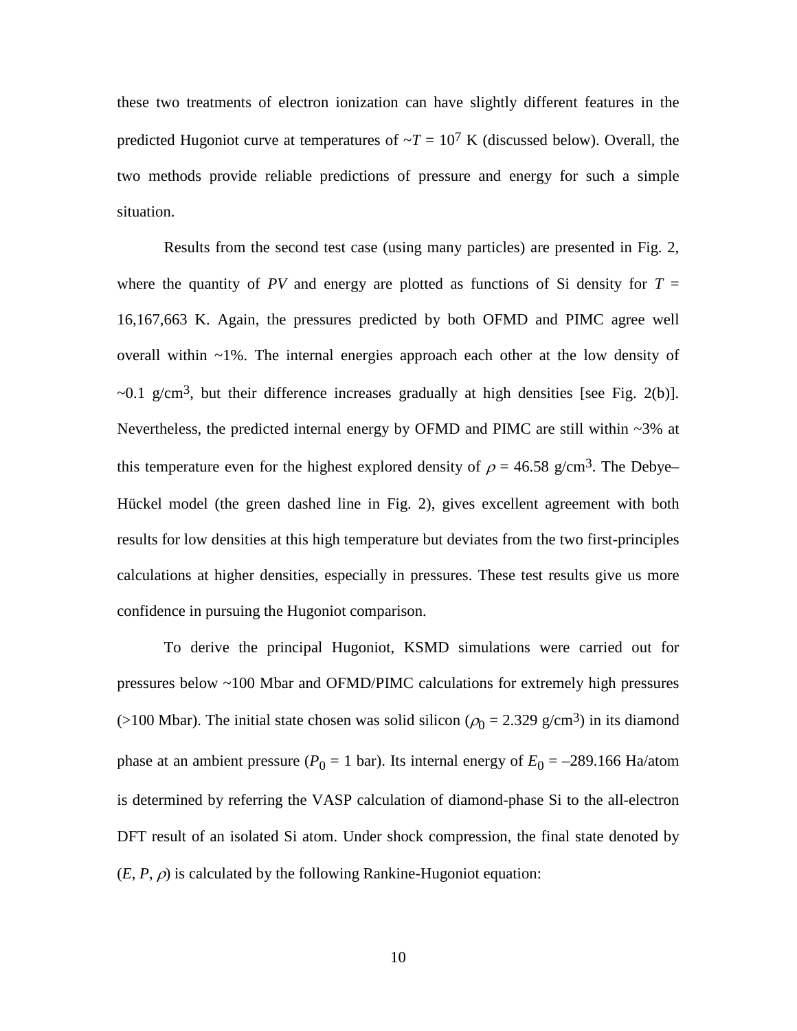these two treatments of electron ionization can have slightly different features in the predicted Hugoniot curve at temperatures of ~$T = 10^7$ K (discussed below). Overall, the two methods provide reliable predictions of pressure and energy for such a simple situation.

Results from the second test case (using many particles) are presented in Fig. 2, where the quantity of $PV$ and energy are plotted as functions of Si density for $T$ = 16,167,663 K. Again, the pressures predicted by both OFMD and PIMC agree well overall within ~1%. The internal energies approach each other at the low density of ~0.1 g/cm$^3$, but their difference increases gradually at high densities [see Fig. 2(b)]. Nevertheless, the predicted internal energy by OFMD and PIMC are still within ~3% at this temperature even for the highest explored density of $\rho$ = 46.58 g/cm$^3$. The Debye–Hückel model (the green dashed line in Fig. 2), gives excellent agreement with both results for low densities at this high temperature but deviates from the two first-principles calculations at higher densities, especially in pressures. These test results give us more confidence in pursuing the Hugoniot comparison.

To derive the principal Hugoniot, KSMD simulations were carried out for pressures below ~100 Mbar and OFMD/PIMC calculations for extremely high pressures (>100 Mbar). The initial state chosen was solid silicon ($\rho_0$ = 2.329 g/cm$^3$) in its diamond phase at an ambient pressure ($P_0$ = 1 bar). Its internal energy of $E_0$ = –289.166 Ha/atom is determined by referring the VASP calculation of diamond-phase Si to the all-electron DFT result of an isolated Si atom. Under shock compression, the final state denoted by ($E$, $P$, $\rho$) is calculated by the following Rankine-Hugoniot equation: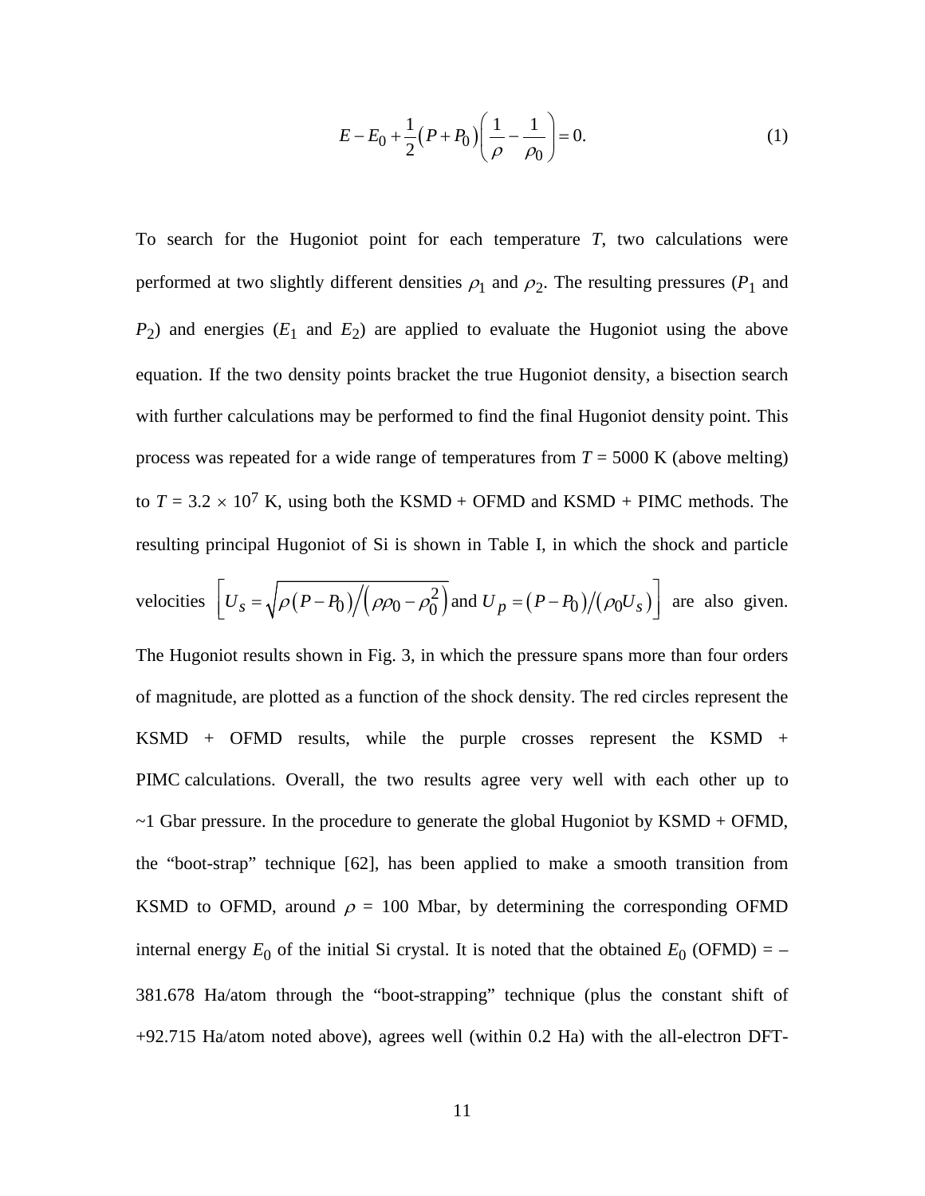$$E - E_0 + \frac{1}{2}\left(P + P_0\right)\left(\frac{1}{\rho} - \frac{1}{\rho_0}\right) = 0. \tag{1}$$

To search for the Hugoniot point for each temperature $T$, two calculations were performed at two slightly different densities $\rho_1$ and $\rho_2$. The resulting pressures ($P_1$ and $P_2$) and energies ($E_1$ and $E_2$) are applied to evaluate the Hugoniot using the above equation. If the two density points bracket the true Hugoniot density, a bisection search with further calculations may be performed to find the final Hugoniot density point. This process was repeated for a wide range of temperatures from $T$ = 5000 K (above melting) to $T = 3.2 \times 10^7$ K, using both the KSMD + OFMD and KSMD + PIMC methods. The resulting principal Hugoniot of Si is shown in Table I, in which the shock and particle velocities $\left[U_s = \sqrt{\rho\left(P - P_0\right)/\left(\rho\rho_0 - \rho_0^2\right)} \text{ and } U_p = \left(P - P_0\right)/\left(\rho_0 U_s\right)\right]$ are also given. The Hugoniot results shown in Fig. 3, in which the pressure spans more than four orders of magnitude, are plotted as a function of the shock density. The red circles represent the KSMD + OFMD results, while the purple crosses represent the KSMD + PIMC calculations. Overall, the two results agree very well with each other up to ~1 Gbar pressure. In the procedure to generate the global Hugoniot by KSMD + OFMD, the "boot-strap" technique [62], has been applied to make a smooth transition from KSMD to OFMD, around $\rho$ = 100 Mbar, by determining the corresponding OFMD internal energy $E_0$ of the initial Si crystal. It is noted that the obtained $E_0$ (OFMD) = –381.678 Ha/atom through the "boot-strapping" technique (plus the constant shift of +92.715 Ha/atom noted above), agrees well (within 0.2 Ha) with the all-electron DFT-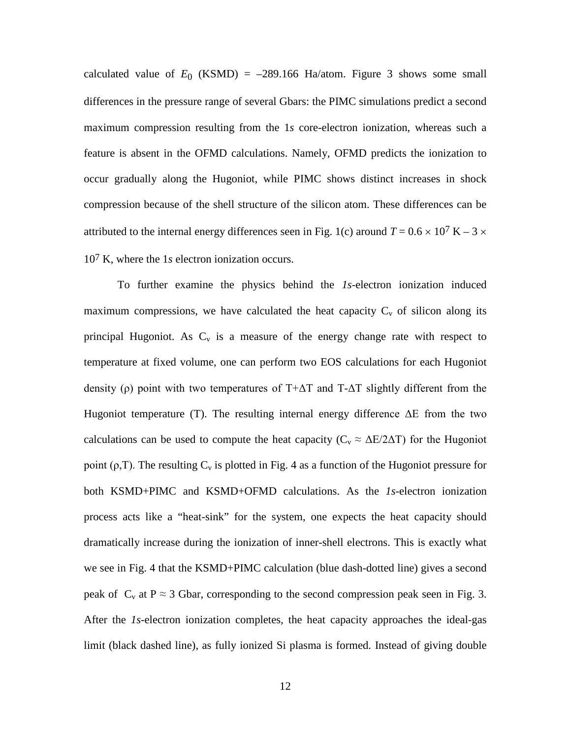calculated value of $E_0$ (KSMD) = –289.166 Ha/atom. Figure 3 shows some small differences in the pressure range of several Gbars: the PIMC simulations predict a second maximum compression resulting from the 1*s* core-electron ionization, whereas such a feature is absent in the OFMD calculations. Namely, OFMD predicts the ionization to occur gradually along the Hugoniot, while PIMC shows distinct increases in shock compression because of the shell structure of the silicon atom. These differences can be attributed to the internal energy differences seen in Fig. 1(c) around $T = 0.6 \times 10^7$ K – $3 \times 10^7$ K, where the 1*s* electron ionization occurs.

To further examine the physics behind the *1s*-electron ionization induced maximum compressions, we have calculated the heat capacity $C_v$ of silicon along its principal Hugoniot. As $C_v$ is a measure of the energy change rate with respect to temperature at fixed volume, one can perform two EOS calculations for each Hugoniot density ($\rho$) point with two temperatures of $T+\Delta T$ and $T-\Delta T$ slightly different from the Hugoniot temperature (T). The resulting internal energy difference $\Delta E$ from the two calculations can be used to compute the heat capacity ($C_v \approx \Delta E/2\Delta T$) for the Hugoniot point ($\rho$,T). The resulting $C_v$ is plotted in Fig. 4 as a function of the Hugoniot pressure for both KSMD+PIMC and KSMD+OFMD calculations. As the *1s*-electron ionization process acts like a "heat-sink" for the system, one expects the heat capacity should dramatically increase during the ionization of inner-shell electrons. This is exactly what we see in Fig. 4 that the KSMD+PIMC calculation (blue dash-dotted line) gives a second peak of $C_v$ at $P \approx 3$ Gbar, corresponding to the second compression peak seen in Fig. 3. After the *1s*-electron ionization completes, the heat capacity approaches the ideal-gas limit (black dashed line), as fully ionized Si plasma is formed. Instead of giving double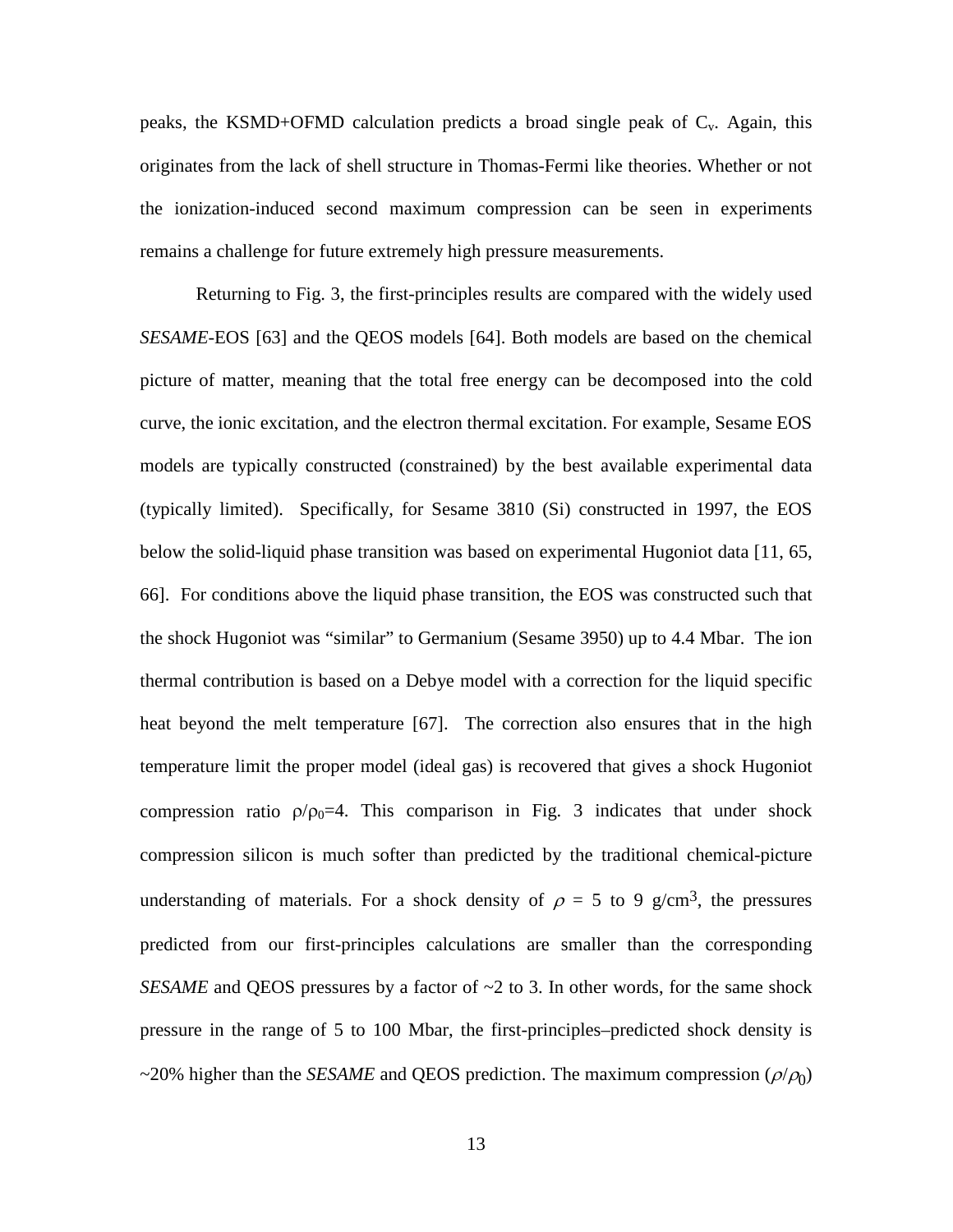peaks, the KSMD+OFMD calculation predicts a broad single peak of $C_v$. Again, this originates from the lack of shell structure in Thomas-Fermi like theories. Whether or not the ionization-induced second maximum compression can be seen in experiments remains a challenge for future extremely high pressure measurements.

Returning to Fig. 3, the first-principles results are compared with the widely used *SESAME*-EOS [63] and the QEOS models [64]. Both models are based on the chemical picture of matter, meaning that the total free energy can be decomposed into the cold curve, the ionic excitation, and the electron thermal excitation. For example, Sesame EOS models are typically constructed (constrained) by the best available experimental data (typically limited). Specifically, for Sesame 3810 (Si) constructed in 1997, the EOS below the solid-liquid phase transition was based on experimental Hugoniot data [11, 65, 66]. For conditions above the liquid phase transition, the EOS was constructed such that the shock Hugoniot was "similar" to Germanium (Sesame 3950) up to 4.4 Mbar. The ion thermal contribution is based on a Debye model with a correction for the liquid specific heat beyond the melt temperature [67]. The correction also ensures that in the high temperature limit the proper model (ideal gas) is recovered that gives a shock Hugoniot compression ratio $\rho/\rho_0=4$. This comparison in Fig. 3 indicates that under shock compression silicon is much softer than predicted by the traditional chemical-picture understanding of materials. For a shock density of $\rho$ = 5 to 9 g/cm$^3$, the pressures predicted from our first-principles calculations are smaller than the corresponding *SESAME* and QEOS pressures by a factor of ~2 to 3. In other words, for the same shock pressure in the range of 5 to 100 Mbar, the first-principles–predicted shock density is ~20% higher than the *SESAME* and QEOS prediction. The maximum compression ($\rho/\rho_0$)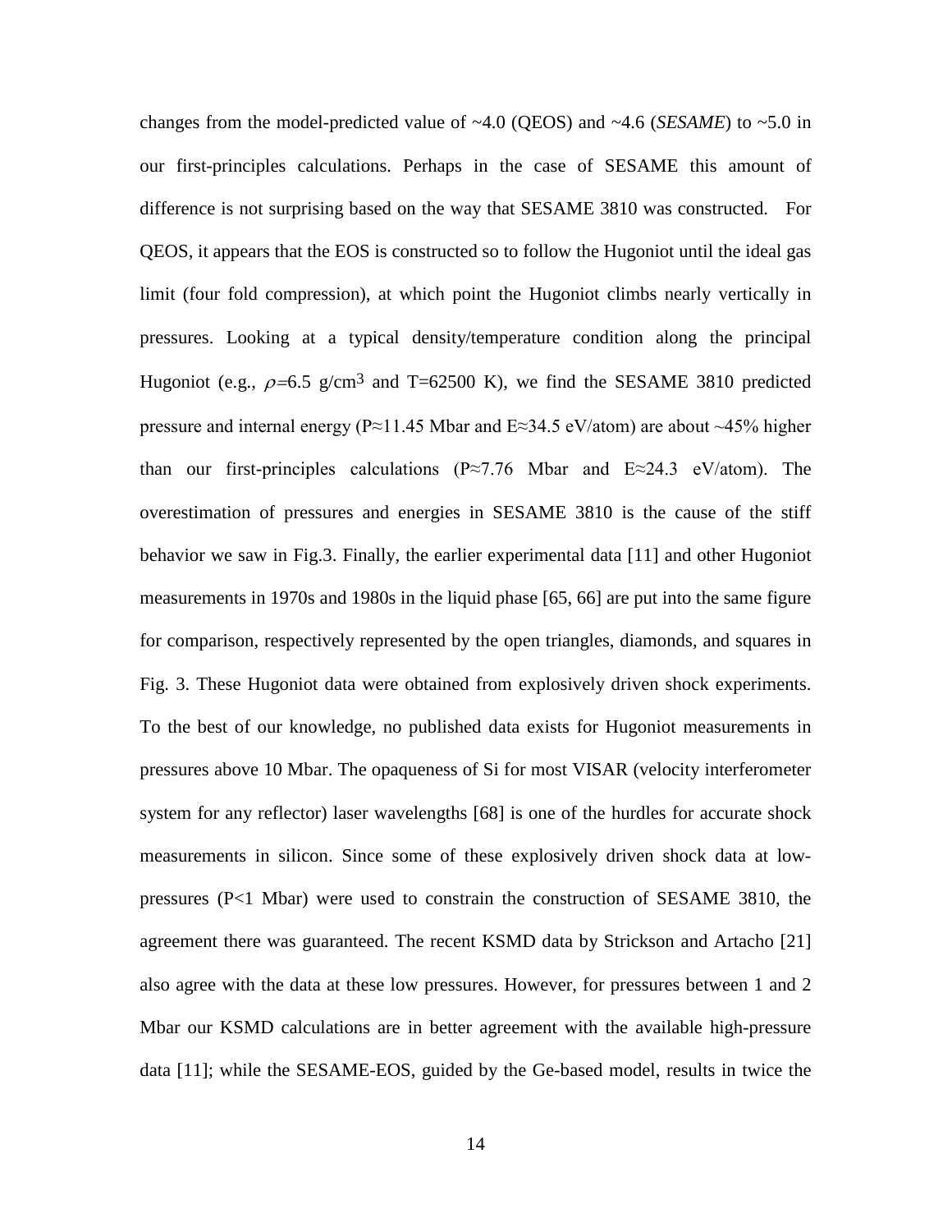changes from the model-predicted value of ~4.0 (QEOS) and ~4.6 (*SESAME*) to ~5.0 in our first-principles calculations. Perhaps in the case of SESAME this amount of difference is not surprising based on the way that SESAME 3810 was constructed. For QEOS, it appears that the EOS is constructed so to follow the Hugoniot until the ideal gas limit (four fold compression), at which point the Hugoniot climbs nearly vertically in pressures. Looking at a typical density/temperature condition along the principal Hugoniot (e.g., $\rho$=6.5 g/cm$^3$ and T=62500 K), we find the SESAME 3810 predicted pressure and internal energy (P≈11.45 Mbar and E≈34.5 eV/atom) are about ~45% higher than our first-principles calculations (P≈7.76 Mbar and E≈24.3 eV/atom). The overestimation of pressures and energies in SESAME 3810 is the cause of the stiff behavior we saw in Fig.3. Finally, the earlier experimental data [11] and other Hugoniot measurements in 1970s and 1980s in the liquid phase [65, 66] are put into the same figure for comparison, respectively represented by the open triangles, diamonds, and squares in Fig. 3. These Hugoniot data were obtained from explosively driven shock experiments. To the best of our knowledge, no published data exists for Hugoniot measurements in pressures above 10 Mbar. The opaqueness of Si for most VISAR (velocity interferometer system for any reflector) laser wavelengths [68] is one of the hurdles for accurate shock measurements in silicon. Since some of these explosively driven shock data at low-pressures (P<1 Mbar) were used to constrain the construction of SESAME 3810, the agreement there was guaranteed. The recent KSMD data by Strickson and Artacho [21] also agree with the data at these low pressures. However, for pressures between 1 and 2 Mbar our KSMD calculations are in better agreement with the available high-pressure data [11]; while the SESAME-EOS, guided by the Ge-based model, results in twice the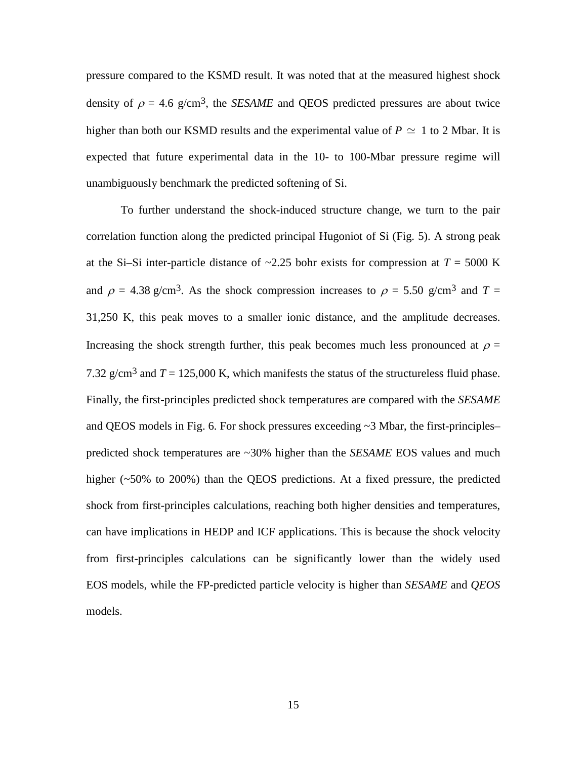pressure compared to the KSMD result. It was noted that at the measured highest shock density of $\rho = 4.6$ g/cm$^3$, the *SESAME* and QEOS predicted pressures are about twice higher than both our KSMD results and the experimental value of $P \simeq 1$ to 2 Mbar. It is expected that future experimental data in the 10- to 100-Mbar pressure regime will unambiguously benchmark the predicted softening of Si.

To further understand the shock-induced structure change, we turn to the pair correlation function along the predicted principal Hugoniot of Si (Fig. 5). A strong peak at the Si–Si inter-particle distance of ~2.25 bohr exists for compression at $T = 5000$ K and $\rho = 4.38$ g/cm$^3$. As the shock compression increases to $\rho = 5.50$ g/cm$^3$ and $T =$ 31,250 K, this peak moves to a smaller ionic distance, and the amplitude decreases. Increasing the shock strength further, this peak becomes much less pronounced at $\rho =$ 7.32 g/cm$^3$ and $T = 125{,}000$ K, which manifests the status of the structureless fluid phase. Finally, the first-principles predicted shock temperatures are compared with the *SESAME* and QEOS models in Fig. 6. For shock pressures exceeding ~3 Mbar, the first-principles–predicted shock temperatures are ~30% higher than the *SESAME* EOS values and much higher (~50% to 200%) than the QEOS predictions. At a fixed pressure, the predicted shock from first-principles calculations, reaching both higher densities and temperatures, can have implications in HEDP and ICF applications. This is because the shock velocity from first-principles calculations can be significantly lower than the widely used EOS models, while the FP-predicted particle velocity is higher than *SESAME* and *QEOS* models.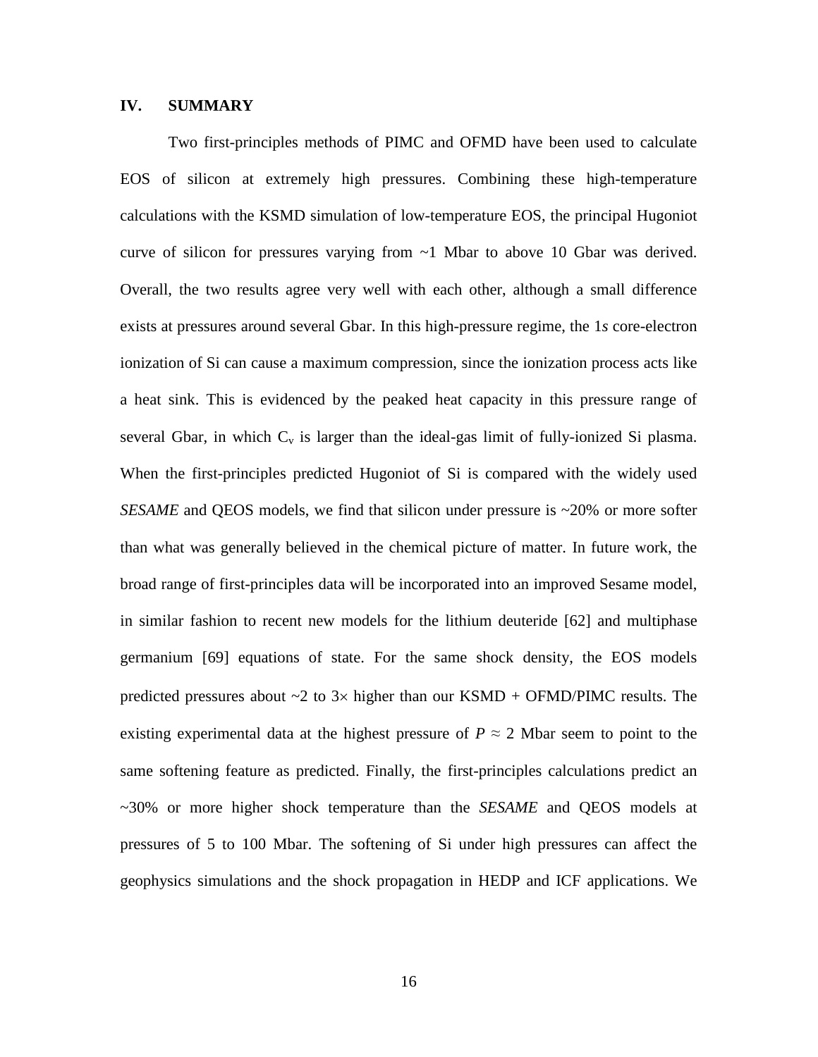## IV. SUMMARY

Two first-principles methods of PIMC and OFMD have been used to calculate EOS of silicon at extremely high pressures. Combining these high-temperature calculations with the KSMD simulation of low-temperature EOS, the principal Hugoniot curve of silicon for pressures varying from ~1 Mbar to above 10 Gbar was derived. Overall, the two results agree very well with each other, although a small difference exists at pressures around several Gbar. In this high-pressure regime, the 1*s* core-electron ionization of Si can cause a maximum compression, since the ionization process acts like a heat sink. This is evidenced by the peaked heat capacity in this pressure range of several Gbar, in which $C_v$ is larger than the ideal-gas limit of fully-ionized Si plasma. When the first-principles predicted Hugoniot of Si is compared with the widely used *SESAME* and QEOS models, we find that silicon under pressure is ~20% or more softer than what was generally believed in the chemical picture of matter. In future work, the broad range of first-principles data will be incorporated into an improved Sesame model, in similar fashion to recent new models for the lithium deuteride [62] and multiphase germanium [69] equations of state. For the same shock density, the EOS models predicted pressures about ~2 to 3$\times$ higher than our KSMD + OFMD/PIMC results. The existing experimental data at the highest pressure of $P \approx 2$ Mbar seem to point to the same softening feature as predicted. Finally, the first-principles calculations predict an ~30% or more higher shock temperature than the *SESAME* and QEOS models at pressures of 5 to 100 Mbar. The softening of Si under high pressures can affect the geophysics simulations and the shock propagation in HEDP and ICF applications. We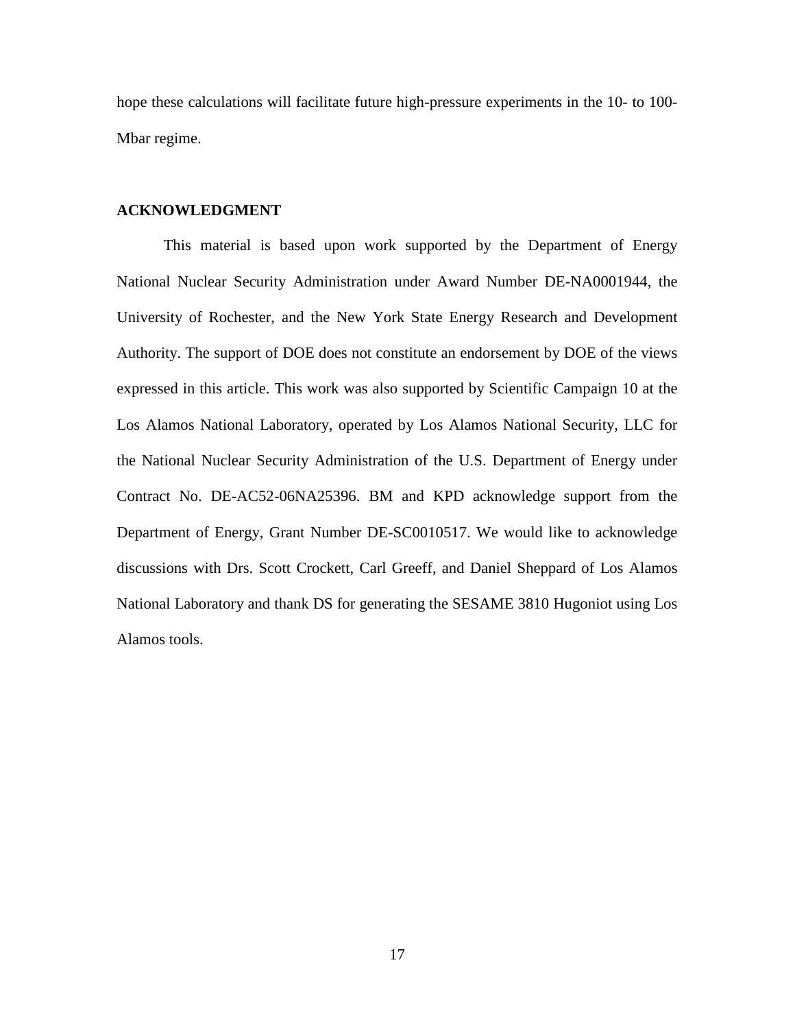hope these calculations will facilitate future high-pressure experiments in the 10- to 100-Mbar regime.

## ACKNOWLEDGMENT

This material is based upon work supported by the Department of Energy National Nuclear Security Administration under Award Number DE-NA0001944, the University of Rochester, and the New York State Energy Research and Development Authority. The support of DOE does not constitute an endorsement by DOE of the views expressed in this article. This work was also supported by Scientific Campaign 10 at the Los Alamos National Laboratory, operated by Los Alamos National Security, LLC for the National Nuclear Security Administration of the U.S. Department of Energy under Contract No. DE-AC52-06NA25396. BM and KPD acknowledge support from the Department of Energy, Grant Number DE-SC0010517. We would like to acknowledge discussions with Drs. Scott Crockett, Carl Greeff, and Daniel Sheppard of Los Alamos National Laboratory and thank DS for generating the SESAME 3810 Hugoniot using Los Alamos tools.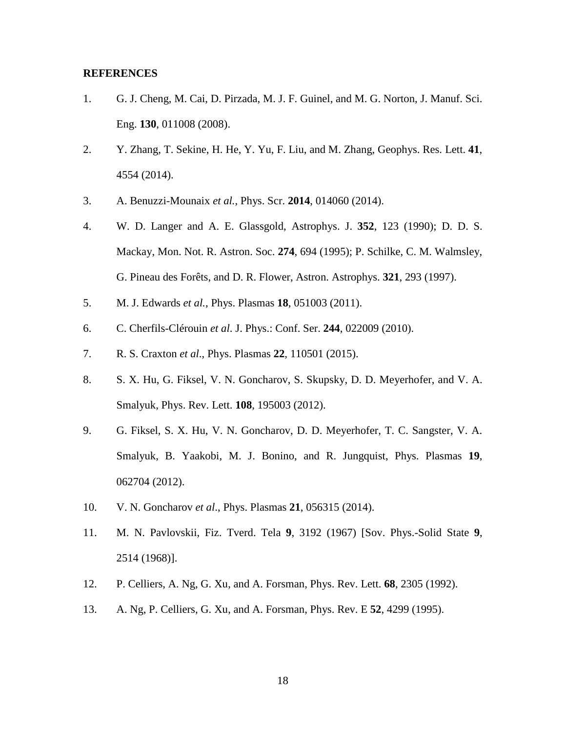**REFERENCES**

1. G. J. Cheng, M. Cai, D. Pirzada, M. J. F. Guinel, and M. G. Norton, J. Manuf. Sci. Eng. **130**, 011008 (2008).
2. Y. Zhang, T. Sekine, H. He, Y. Yu, F. Liu, and M. Zhang, Geophys. Res. Lett. **41**, 4554 (2014).
3. A. Benuzzi-Mounaix *et al.*, Phys. Scr. **2014**, 014060 (2014).
4. W. D. Langer and A. E. Glassgold, Astrophys. J. **352**, 123 (1990); D. D. S. Mackay, Mon. Not. R. Astron. Soc. **274**, 694 (1995); P. Schilke, C. M. Walmsley, G. Pineau des Forêts, and D. R. Flower, Astron. Astrophys. **321**, 293 (1997).
5. M. J. Edwards *et al.*, Phys. Plasmas **18**, 051003 (2011).
6. C. Cherfils-Clérouin *et al*. J. Phys.: Conf. Ser. **244**, 022009 (2010).
7. R. S. Craxton *et al*., Phys. Plasmas **22**, 110501 (2015).
8. S. X. Hu, G. Fiksel, V. N. Goncharov, S. Skupsky, D. D. Meyerhofer, and V. A. Smalyuk, Phys. Rev. Lett. **108**, 195003 (2012).
9. G. Fiksel, S. X. Hu, V. N. Goncharov, D. D. Meyerhofer, T. C. Sangster, V. A. Smalyuk, B. Yaakobi, M. J. Bonino, and R. Jungquist, Phys. Plasmas **19**, 062704 (2012).
10. V. N. Goncharov *et al*., Phys. Plasmas **21**, 056315 (2014).
11. M. N. Pavlovskii, Fiz. Tverd. Tela **9**, 3192 (1967) [Sov. Phys.-Solid State **9**, 2514 (1968)].
12. P. Celliers, A. Ng, G. Xu, and A. Forsman, Phys. Rev. Lett. **68**, 2305 (1992).
13. A. Ng, P. Celliers, G. Xu, and A. Forsman, Phys. Rev. E **52**, 4299 (1995).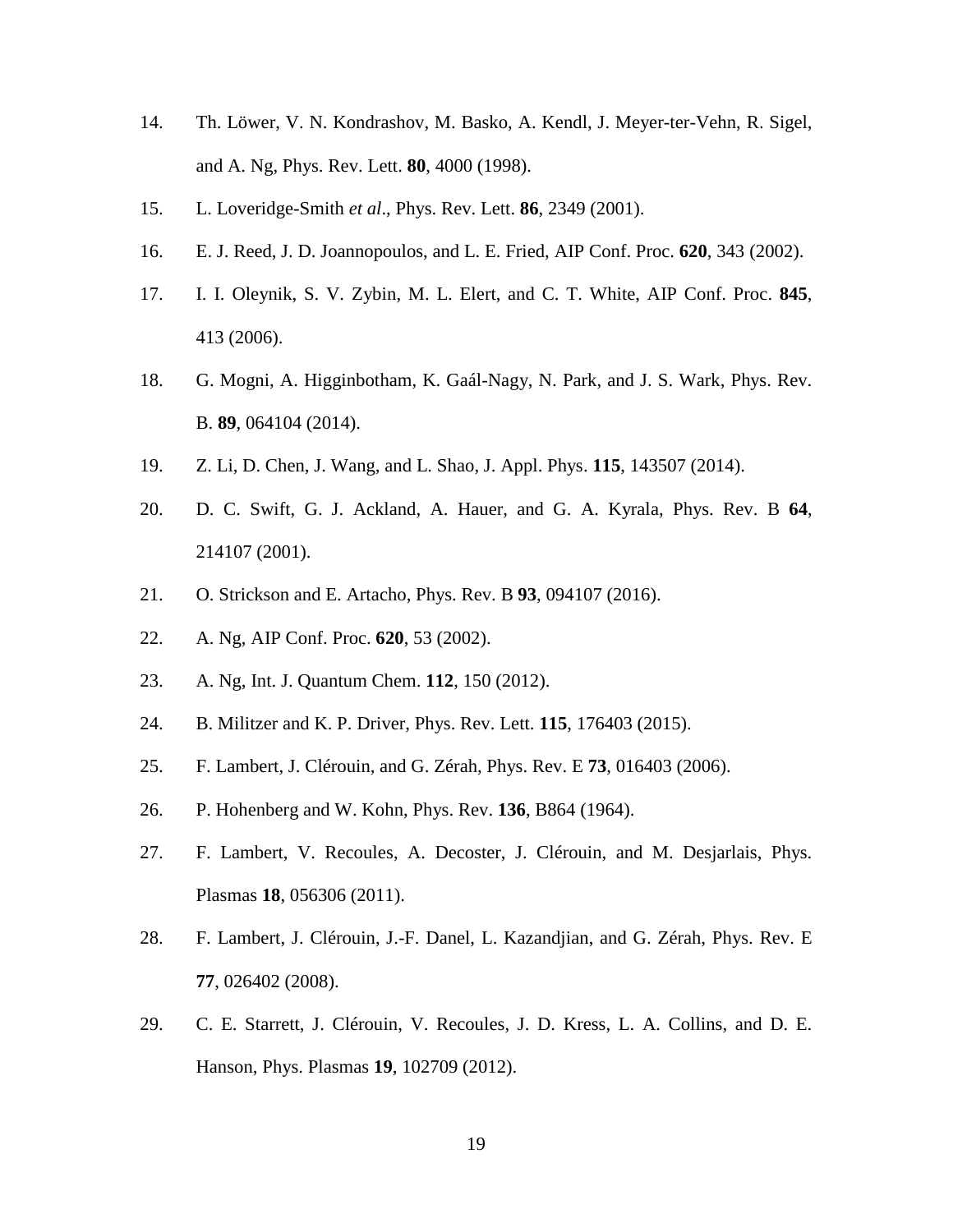14. Th. Löwer, V. N. Kondrashov, M. Basko, A. Kendl, J. Meyer-ter-Vehn, R. Sigel, and A. Ng, Phys. Rev. Lett. **80**, 4000 (1998).

15. L. Loveridge-Smith *et al*., Phys. Rev. Lett. **86**, 2349 (2001).

16. E. J. Reed, J. D. Joannopoulos, and L. E. Fried, AIP Conf. Proc. **620**, 343 (2002).

17. I. I. Oleynik, S. V. Zybin, M. L. Elert, and C. T. White, AIP Conf. Proc. **845**, 413 (2006).

18. G. Mogni, A. Higginbotham, K. Gaál-Nagy, N. Park, and J. S. Wark, Phys. Rev. B. **89**, 064104 (2014).

19. Z. Li, D. Chen, J. Wang, and L. Shao, J. Appl. Phys. **115**, 143507 (2014).

20. D. C. Swift, G. J. Ackland, A. Hauer, and G. A. Kyrala, Phys. Rev. B **64**, 214107 (2001).

21. O. Strickson and E. Artacho, Phys. Rev. B **93**, 094107 (2016).

22. A. Ng, AIP Conf. Proc. **620**, 53 (2002).

23. A. Ng, Int. J. Quantum Chem. **112**, 150 (2012).

24. B. Militzer and K. P. Driver, Phys. Rev. Lett. **115**, 176403 (2015).

25. F. Lambert, J. Clérouin, and G. Zérah, Phys. Rev. E **73**, 016403 (2006).

26. P. Hohenberg and W. Kohn, Phys. Rev. **136**, B864 (1964).

27. F. Lambert, V. Recoules, A. Decoster, J. Clérouin, and M. Desjarlais, Phys. Plasmas **18**, 056306 (2011).

28. F. Lambert, J. Clérouin, J.-F. Danel, L. Kazandjian, and G. Zérah, Phys. Rev. E **77**, 026402 (2008).

29. C. E. Starrett, J. Clérouin, V. Recoules, J. D. Kress, L. A. Collins, and D. E. Hanson, Phys. Plasmas **19**, 102709 (2012).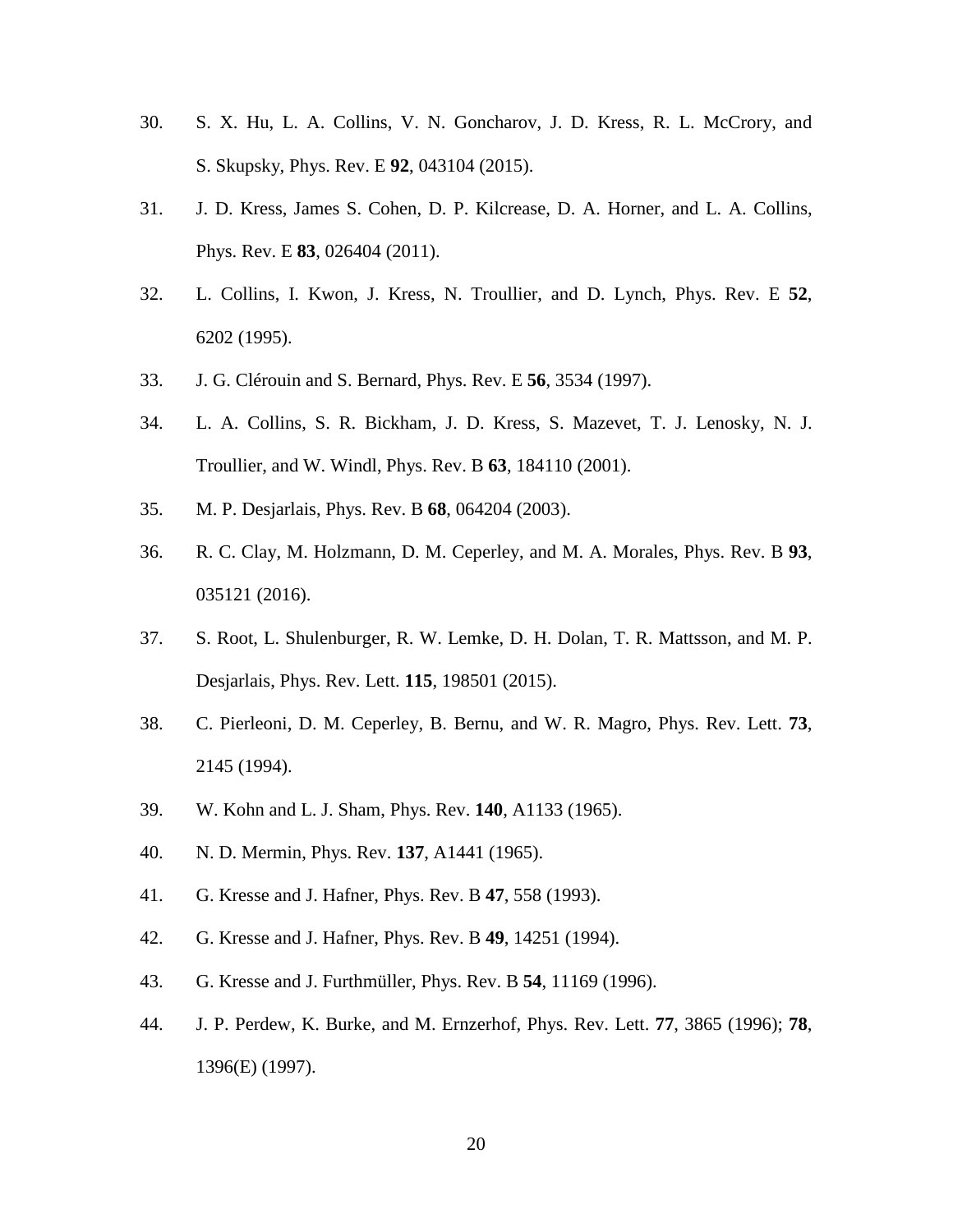30. S. X. Hu, L. A. Collins, V. N. Goncharov, J. D. Kress, R. L. McCrory, and S. Skupsky, Phys. Rev. E **92**, 043104 (2015).

31. J. D. Kress, James S. Cohen, D. P. Kilcrease, D. A. Horner, and L. A. Collins, Phys. Rev. E **83**, 026404 (2011).

32. L. Collins, I. Kwon, J. Kress, N. Troullier, and D. Lynch, Phys. Rev. E **52**, 6202 (1995).

33. J. G. Clérouin and S. Bernard, Phys. Rev. E **56**, 3534 (1997).

34. L. A. Collins, S. R. Bickham, J. D. Kress, S. Mazevet, T. J. Lenosky, N. J. Troullier, and W. Windl, Phys. Rev. B **63**, 184110 (2001).

35. M. P. Desjarlais, Phys. Rev. B **68**, 064204 (2003).

36. R. C. Clay, M. Holzmann, D. M. Ceperley, and M. A. Morales, Phys. Rev. B **93**, 035121 (2016).

37. S. Root, L. Shulenburger, R. W. Lemke, D. H. Dolan, T. R. Mattsson, and M. P. Desjarlais, Phys. Rev. Lett. **115**, 198501 (2015).

38. C. Pierleoni, D. M. Ceperley, B. Bernu, and W. R. Magro, Phys. Rev. Lett. **73**, 2145 (1994).

39. W. Kohn and L. J. Sham, Phys. Rev. **140**, A1133 (1965).

40. N. D. Mermin, Phys. Rev. **137**, A1441 (1965).

41. G. Kresse and J. Hafner, Phys. Rev. B **47**, 558 (1993).

42. G. Kresse and J. Hafner, Phys. Rev. B **49**, 14251 (1994).

43. G. Kresse and J. Furthmüller, Phys. Rev. B **54**, 11169 (1996).

44. J. P. Perdew, K. Burke, and M. Ernzerhof, Phys. Rev. Lett. **77**, 3865 (1996); **78**, 1396(E) (1997).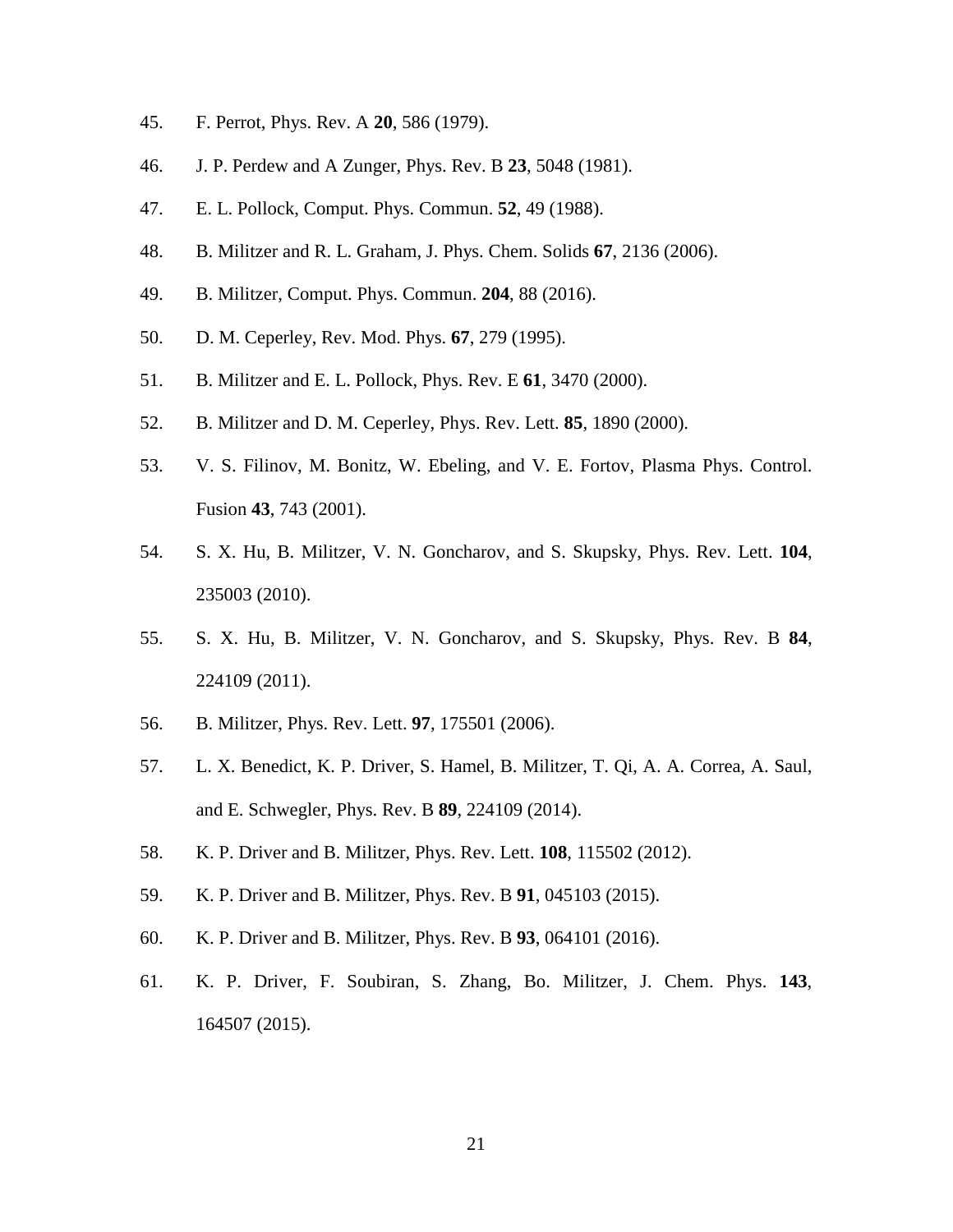45. F. Perrot, Phys. Rev. A **20**, 586 (1979).

46. J. P. Perdew and A Zunger, Phys. Rev. B **23**, 5048 (1981).

47. E. L. Pollock, Comput. Phys. Commun. **52**, 49 (1988).

48. B. Militzer and R. L. Graham, J. Phys. Chem. Solids **67**, 2136 (2006).

49. B. Militzer, Comput. Phys. Commun. **204**, 88 (2016).

50. D. M. Ceperley, Rev. Mod. Phys. **67**, 279 (1995).

51. B. Militzer and E. L. Pollock, Phys. Rev. E **61**, 3470 (2000).

52. B. Militzer and D. M. Ceperley, Phys. Rev. Lett. **85**, 1890 (2000).

53. V. S. Filinov, M. Bonitz, W. Ebeling, and V. E. Fortov, Plasma Phys. Control. Fusion **43**, 743 (2001).

54. S. X. Hu, B. Militzer, V. N. Goncharov, and S. Skupsky, Phys. Rev. Lett. **104**, 235003 (2010).

55. S. X. Hu, B. Militzer, V. N. Goncharov, and S. Skupsky, Phys. Rev. B **84**, 224109 (2011).

56. B. Militzer, Phys. Rev. Lett. **97**, 175501 (2006).

57. L. X. Benedict, K. P. Driver, S. Hamel, B. Militzer, T. Qi, A. A. Correa, A. Saul, and E. Schwegler, Phys. Rev. B **89**, 224109 (2014).

58. K. P. Driver and B. Militzer, Phys. Rev. Lett. **108**, 115502 (2012).

59. K. P. Driver and B. Militzer, Phys. Rev. B **91**, 045103 (2015).

60. K. P. Driver and B. Militzer, Phys. Rev. B **93**, 064101 (2016).

61. K. P. Driver, F. Soubiran, S. Zhang, Bo. Militzer, J. Chem. Phys. **143**, 164507 (2015).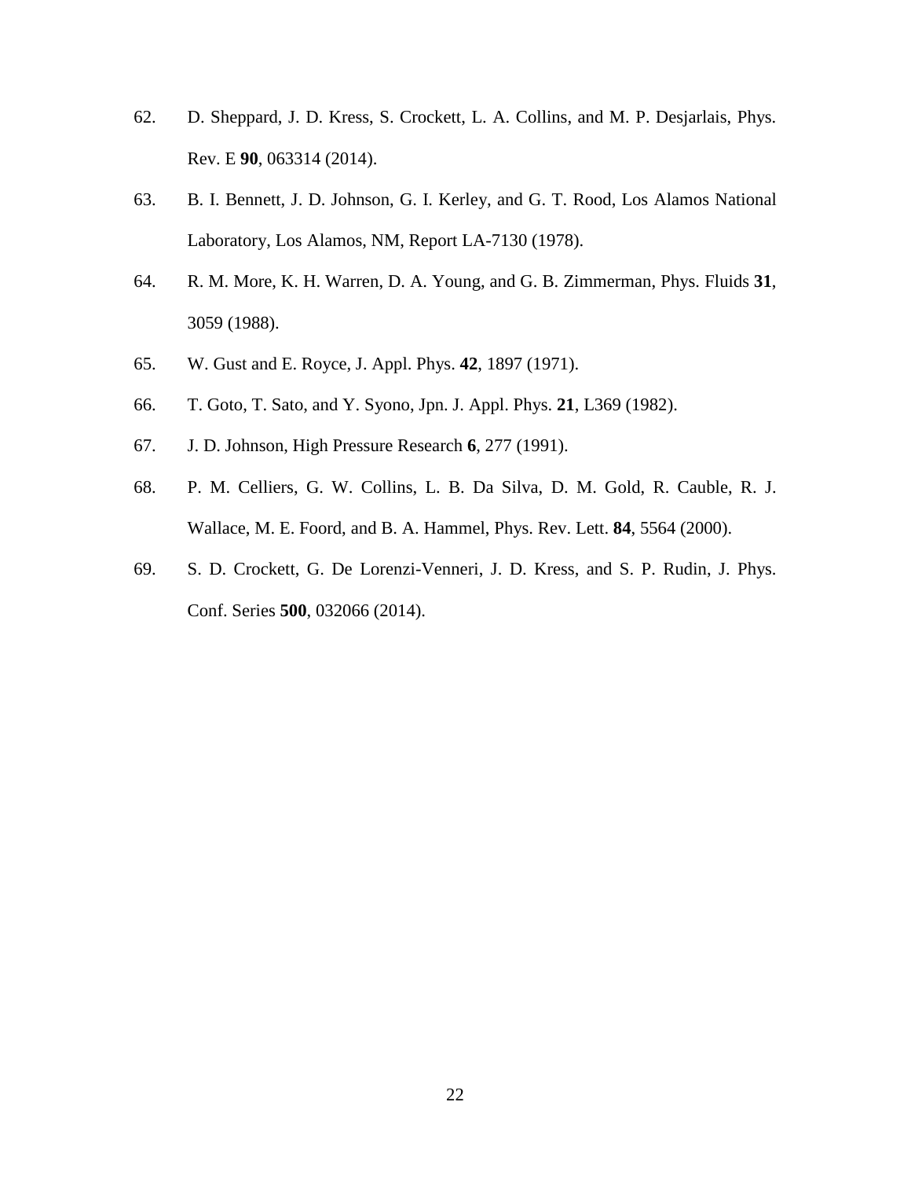62. D. Sheppard, J. D. Kress, S. Crockett, L. A. Collins, and M. P. Desjarlais, Phys. Rev. E **90**, 063314 (2014).

63. B. I. Bennett, J. D. Johnson, G. I. Kerley, and G. T. Rood, Los Alamos National Laboratory, Los Alamos, NM, Report LA-7130 (1978).

64. R. M. More, K. H. Warren, D. A. Young, and G. B. Zimmerman, Phys. Fluids **31**, 3059 (1988).

65. W. Gust and E. Royce, J. Appl. Phys. **42**, 1897 (1971).

66. T. Goto, T. Sato, and Y. Syono, Jpn. J. Appl. Phys. **21**, L369 (1982).

67. J. D. Johnson, High Pressure Research **6**, 277 (1991).

68. P. M. Celliers, G. W. Collins, L. B. Da Silva, D. M. Gold, R. Cauble, R. J. Wallace, M. E. Foord, and B. A. Hammel, Phys. Rev. Lett. **84**, 5564 (2000).

69. S. D. Crockett, G. De Lorenzi-Venneri, J. D. Kress, and S. P. Rudin, J. Phys. Conf. Series **500**, 032066 (2014).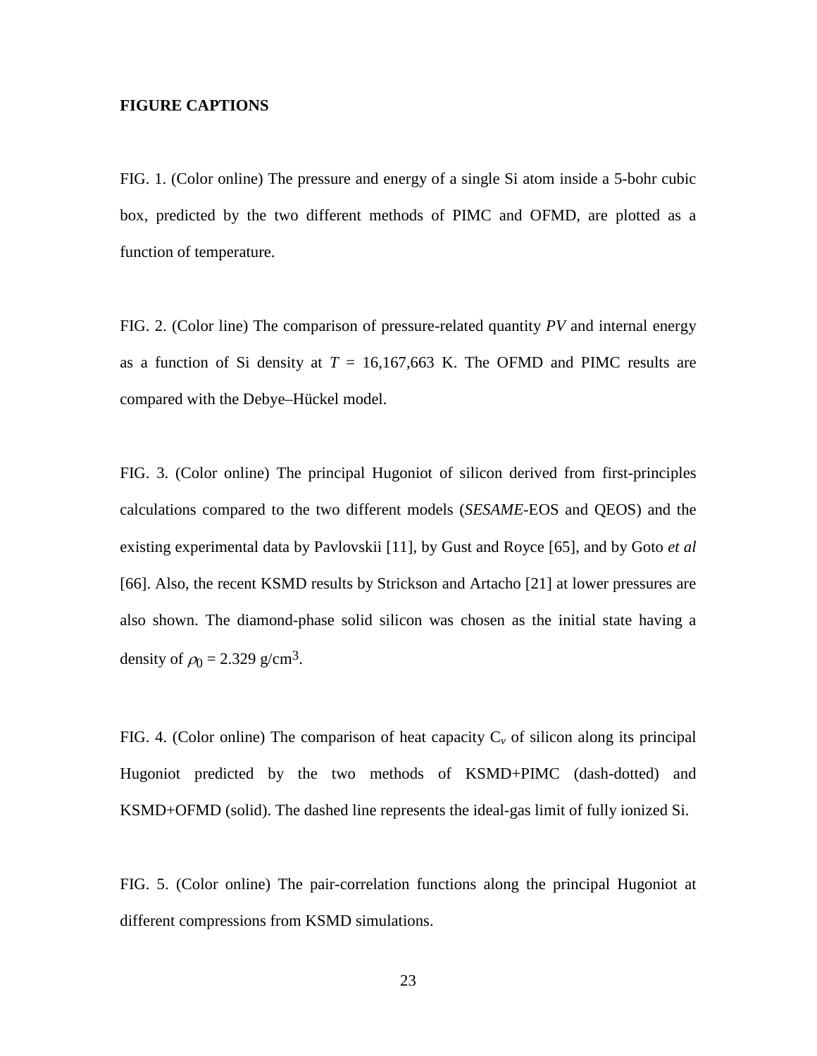**FIGURE CAPTIONS**

FIG. 1. (Color online) The pressure and energy of a single Si atom inside a 5-bohr cubic box, predicted by the two different methods of PIMC and OFMD, are plotted as a function of temperature.

FIG. 2. (Color line) The comparison of pressure-related quantity *PV* and internal energy as a function of Si density at $T$ = 16,167,663 K. The OFMD and PIMC results are compared with the Debye–Hückel model.

FIG. 3. (Color online) The principal Hugoniot of silicon derived from first-principles calculations compared to the two different models (*SESAME*-EOS and QEOS) and the existing experimental data by Pavlovskii [11], by Gust and Royce [65], and by Goto *et al* [66]. Also, the recent KSMD results by Strickson and Artacho [21] at lower pressures are also shown. The diamond-phase solid silicon was chosen as the initial state having a density of $\rho_0$ = 2.329 g/cm$^3$.

FIG. 4. (Color online) The comparison of heat capacity $C_v$ of silicon along its principal Hugoniot predicted by the two methods of KSMD+PIMC (dash-dotted) and KSMD+OFMD (solid). The dashed line represents the ideal-gas limit of fully ionized Si.

FIG. 5. (Color online) The pair-correlation functions along the principal Hugoniot at different compressions from KSMD simulations.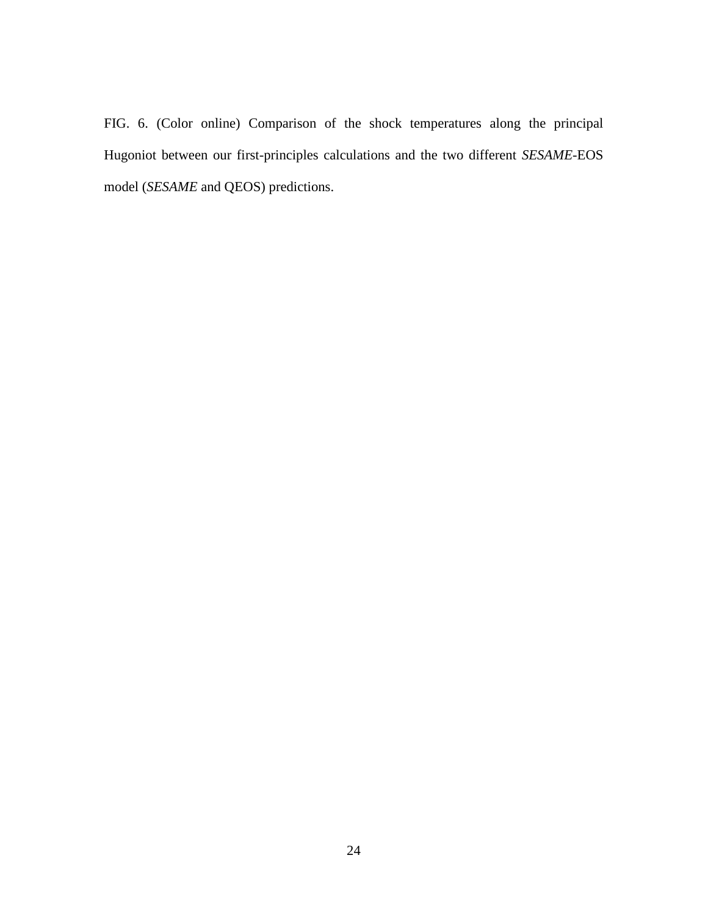FIG. 6. (Color online) Comparison of the shock temperatures along the principal Hugoniot between our first-principles calculations and the two different *SESAME*-EOS model (*SESAME* and QEOS) predictions.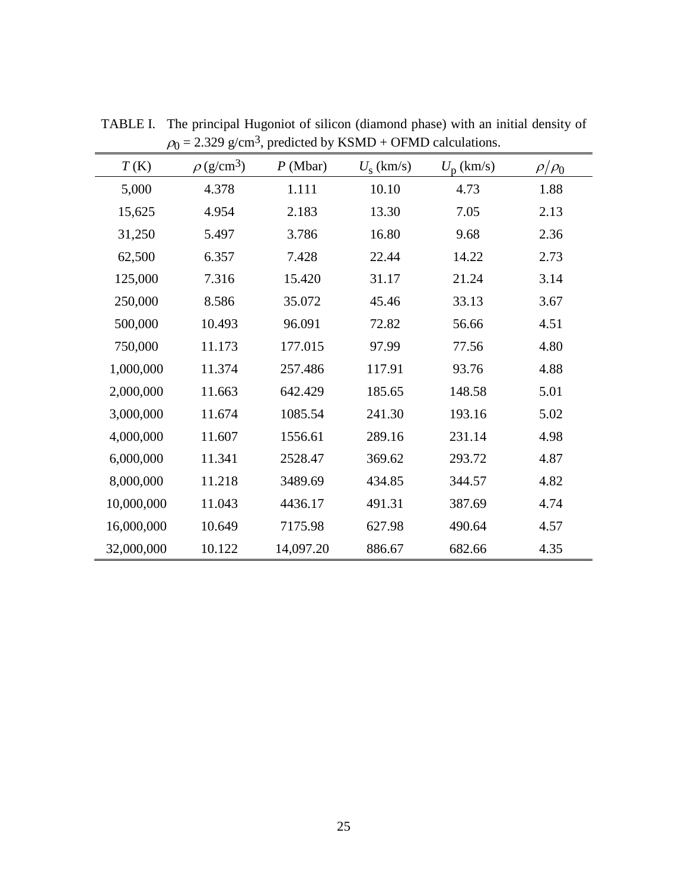TABLE I. The principal Hugoniot of silicon (diamond phase) with an initial density of $\rho_0$ = 2.329 g/cm$^3$, predicted by KSMD + OFMD calculations.

| $T$ (K) | $\rho$ (g/cm$^3$) | $P$ (Mbar) | $U_s$ (km/s) | $U_p$ (km/s) | $\rho/\rho_0$ |
|---|---|---|---|---|---|
| 5,000 | 4.378 | 1.111 | 10.10 | 4.73 | 1.88 |
| 15,625 | 4.954 | 2.183 | 13.30 | 7.05 | 2.13 |
| 31,250 | 5.497 | 3.786 | 16.80 | 9.68 | 2.36 |
| 62,500 | 6.357 | 7.428 | 22.44 | 14.22 | 2.73 |
| 125,000 | 7.316 | 15.420 | 31.17 | 21.24 | 3.14 |
| 250,000 | 8.586 | 35.072 | 45.46 | 33.13 | 3.67 |
| 500,000 | 10.493 | 96.091 | 72.82 | 56.66 | 4.51 |
| 750,000 | 11.173 | 177.015 | 97.99 | 77.56 | 4.80 |
| 1,000,000 | 11.374 | 257.486 | 117.91 | 93.76 | 4.88 |
| 2,000,000 | 11.663 | 642.429 | 185.65 | 148.58 | 5.01 |
| 3,000,000 | 11.674 | 1085.54 | 241.30 | 193.16 | 5.02 |
| 4,000,000 | 11.607 | 1556.61 | 289.16 | 231.14 | 4.98 |
| 6,000,000 | 11.341 | 2528.47 | 369.62 | 293.72 | 4.87 |
| 8,000,000 | 11.218 | 3489.69 | 434.85 | 344.57 | 4.82 |
| 10,000,000 | 11.043 | 4436.17 | 491.31 | 387.69 | 4.74 |
| 16,000,000 | 10.649 | 7175.98 | 627.98 | 490.64 | 4.57 |
| 32,000,000 | 10.122 | 14,097.20 | 886.67 | 682.66 | 4.35 |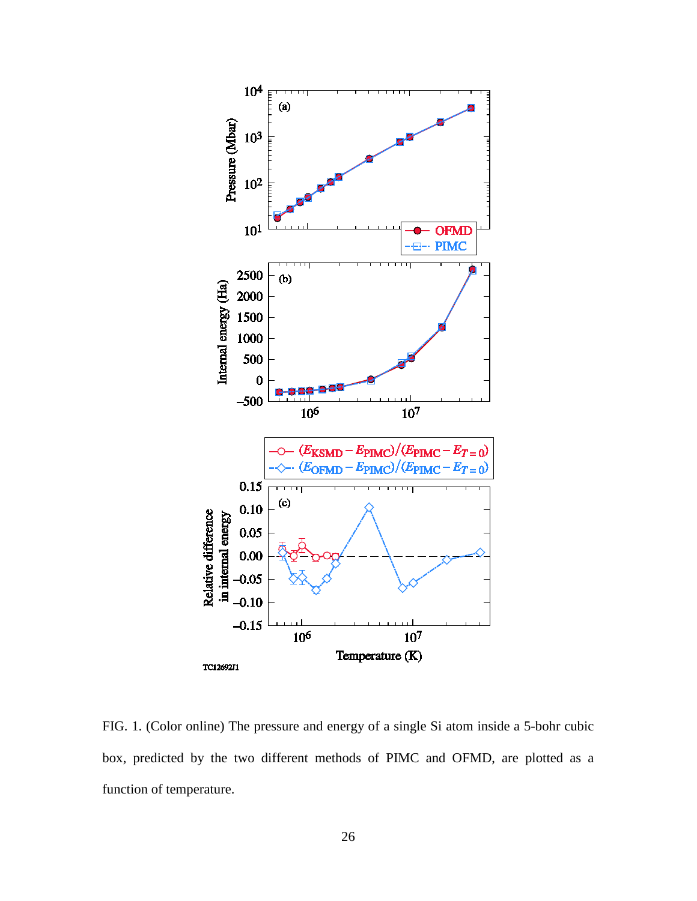FIG. 1. (Color online) The pressure and energy of a single Si atom inside a 5-bohr cubic box, predicted by the two different methods of PIMC and OFMD, are plotted as a function of temperature.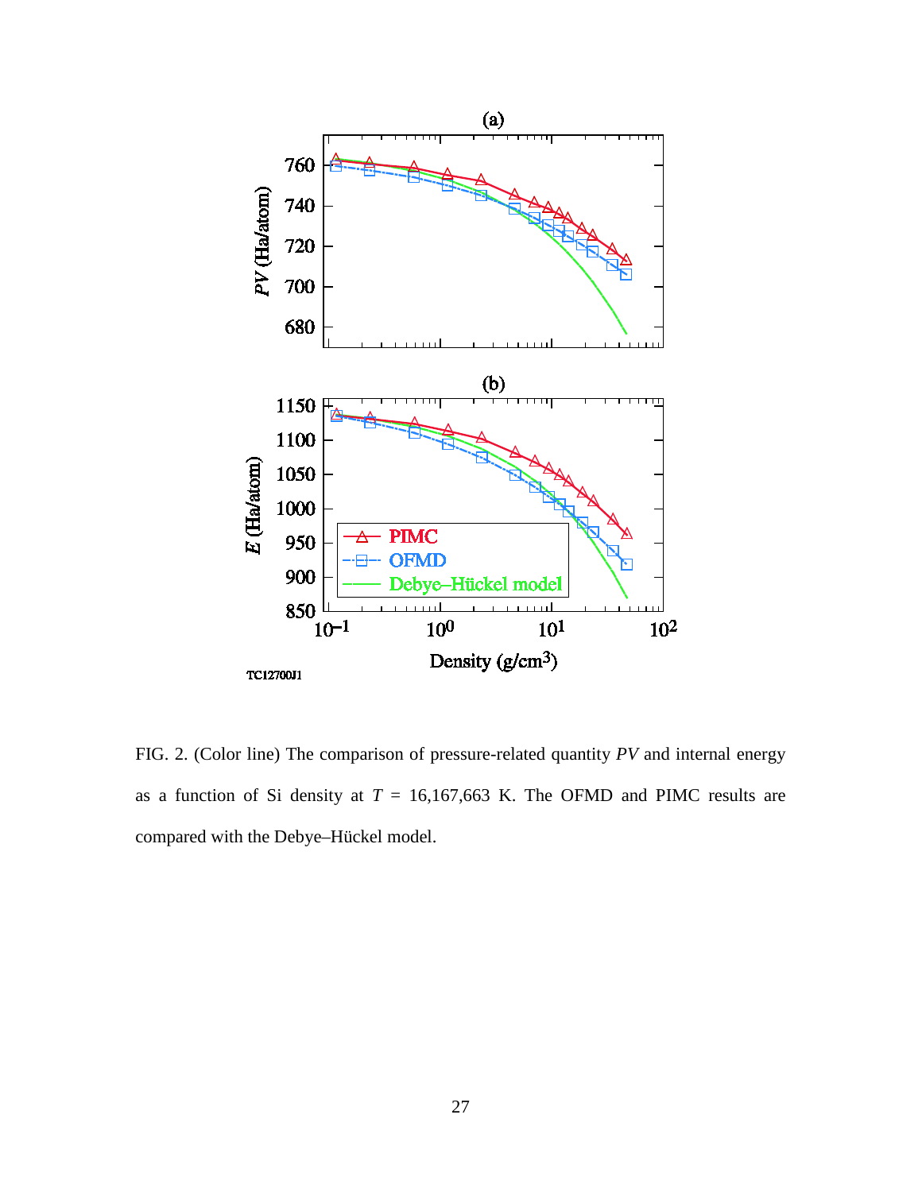FIG. 2. (Color line) The comparison of pressure-related quantity *PV* and internal energy as a function of Si density at $T$ = 16,167,663 K. The OFMD and PIMC results are compared with the Debye–Hückel model.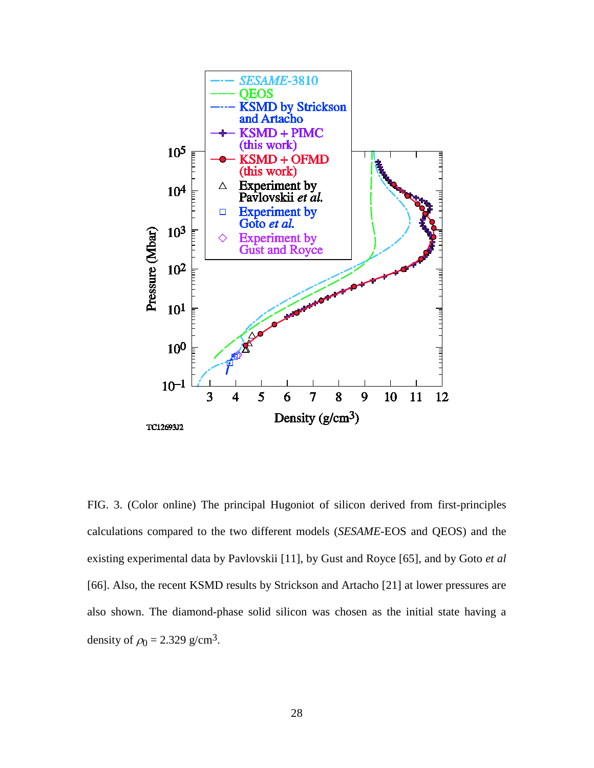FIG. 3. (Color online) The principal Hugoniot of silicon derived from first-principles calculations compared to the two different models (*SESAME*-EOS and QEOS) and the existing experimental data by Pavlovskii [11], by Gust and Royce [65], and by Goto *et al* [66]. Also, the recent KSMD results by Strickson and Artacho [21] at lower pressures are also shown. The diamond-phase solid silicon was chosen as the initial state having a density of $\rho_0$ = 2.329 g/cm$^3$.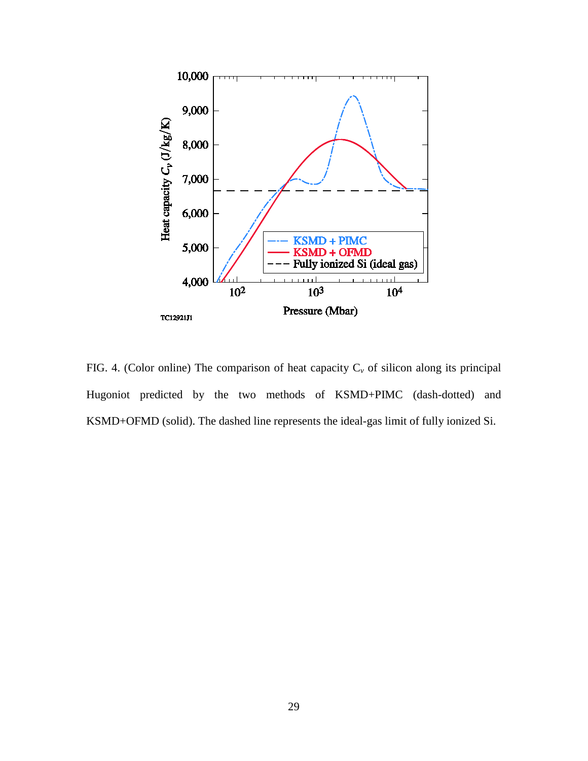FIG. 4. (Color online) The comparison of heat capacity $C_v$ of silicon along its principal Hugoniot predicted by the two methods of KSMD+PIMC (dash-dotted) and KSMD+OFMD (solid). The dashed line represents the ideal-gas limit of fully ionized Si.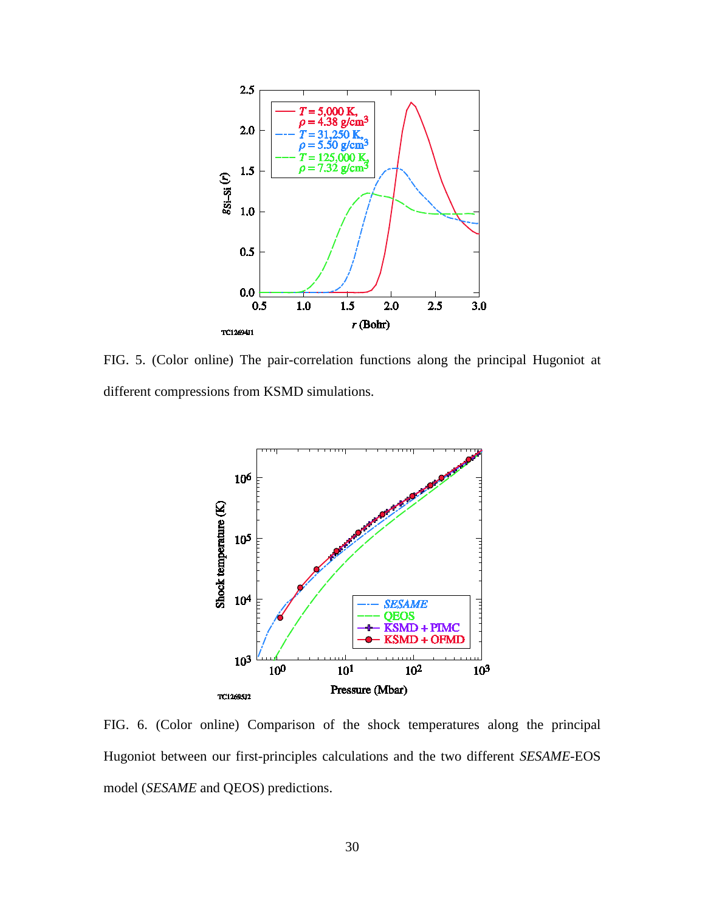2.5
2.0
1.5
1.0
0.5
0.0

$g_{\text{Si-Si}}(r)$

0.5 1.0 1.5 2.0 2.5 3.0

$r$ (Bohr)

$T$ = 5,000 K, $\rho$ = 4.38 g/cm$^3$

$T$ = 31,250 K, $\rho$ = 5.50 g/cm$^3$

$T$ = 125,000 K, $\rho$ = 7.32 g/cm$^3$

TC12694J1

FIG. 5. (Color online) The pair-correlation functions along the principal Hugoniot at different compressions from KSMD simulations.

$10^6$
$10^5$
$10^4$
$10^3$

Shock temperature (K)

$10^0$ $10^1$ $10^2$ $10^3$

Pressure (Mbar)

*SESAME*
QEOS
KSMD + PIMC
KSMD + OFMD

TC12695J2

FIG. 6. (Color online) Comparison of the shock temperatures along the principal Hugoniot between our first-principles calculations and the two different *SESAME*-EOS model (*SESAME* and QEOS) predictions.